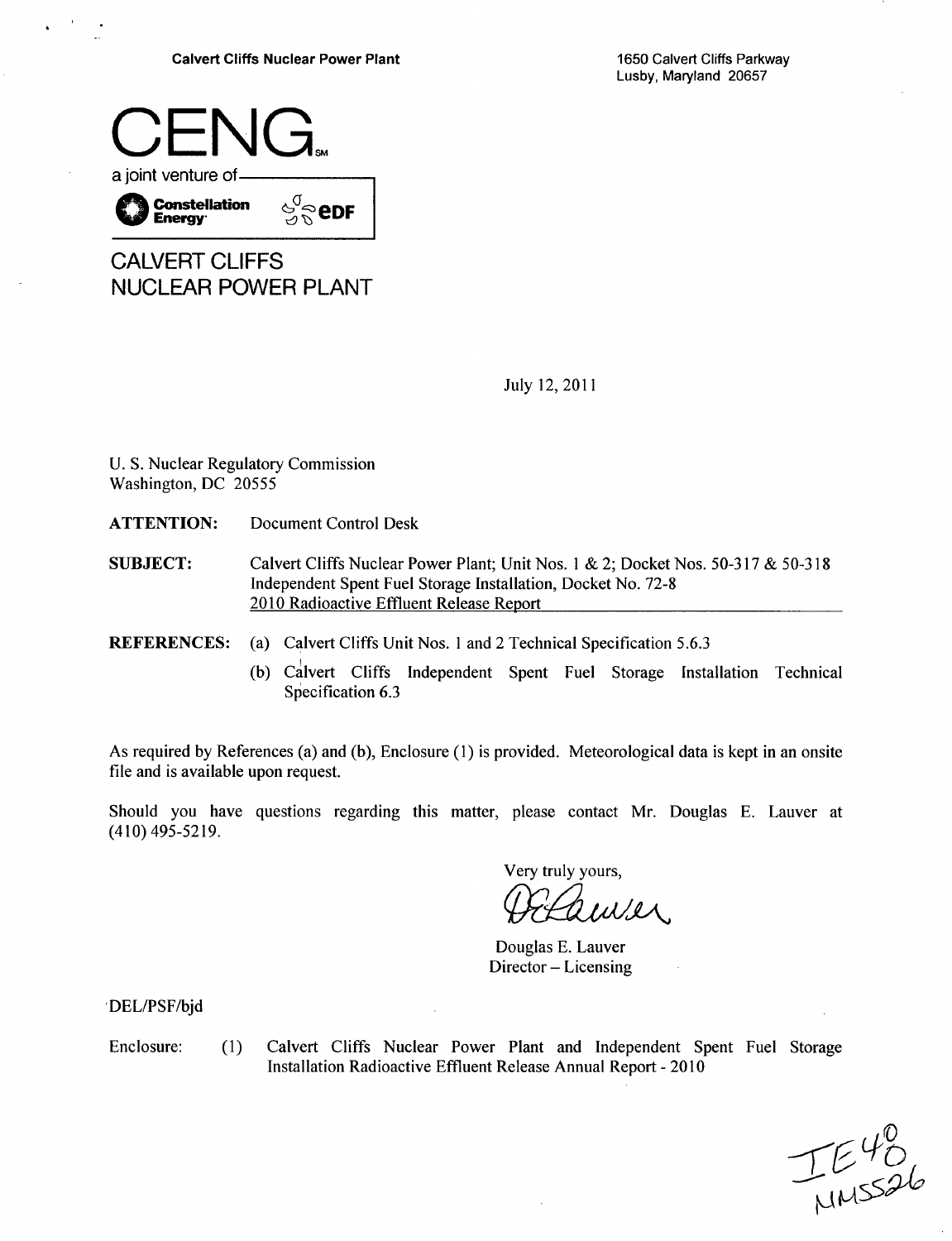Calvert Cliffs Nuclear Power Plant

1650 Calvert Cliffs Parkway
Lusby, Maryland 20657

CENG[SM]
a joint venture of
Constellation Energy · eDF

CALVERT CLIFFS
NUCLEAR POWER PLANT

July 12, 2011

U. S. Nuclear Regulatory Commission
Washington, DC 20555

**ATTENTION:** Document Control Desk

**SUBJECT:** Calvert Cliffs Nuclear Power Plant; Unit Nos. 1 & 2; Docket Nos. 50-317 & 50-318
Independent Spent Fuel Storage Installation, Docket No. 72-8
2010 Radioactive Effluent Release Report

**REFERENCES:**
(a) Calvert Cliffs Unit Nos. 1 and 2 Technical Specification 5.6.3
(b) Calvert Cliffs Independent Spent Fuel Storage Installation Technical Specification 6.3

As required by References (a) and (b), Enclosure (1) is provided. Meteorological data is kept in an onsite file and is available upon request.

Should you have questions regarding this matter, please contact Mr. Douglas E. Lauver at (410) 495-5219.

Very truly yours,

Douglas E. Lauver
Director – Licensing

DEL/PSF/bjd

Enclosure: (1) Calvert Cliffs Nuclear Power Plant and Independent Spent Fuel Storage Installation Radioactive Effluent Release Annual Report - 2010

IE48
NMSS26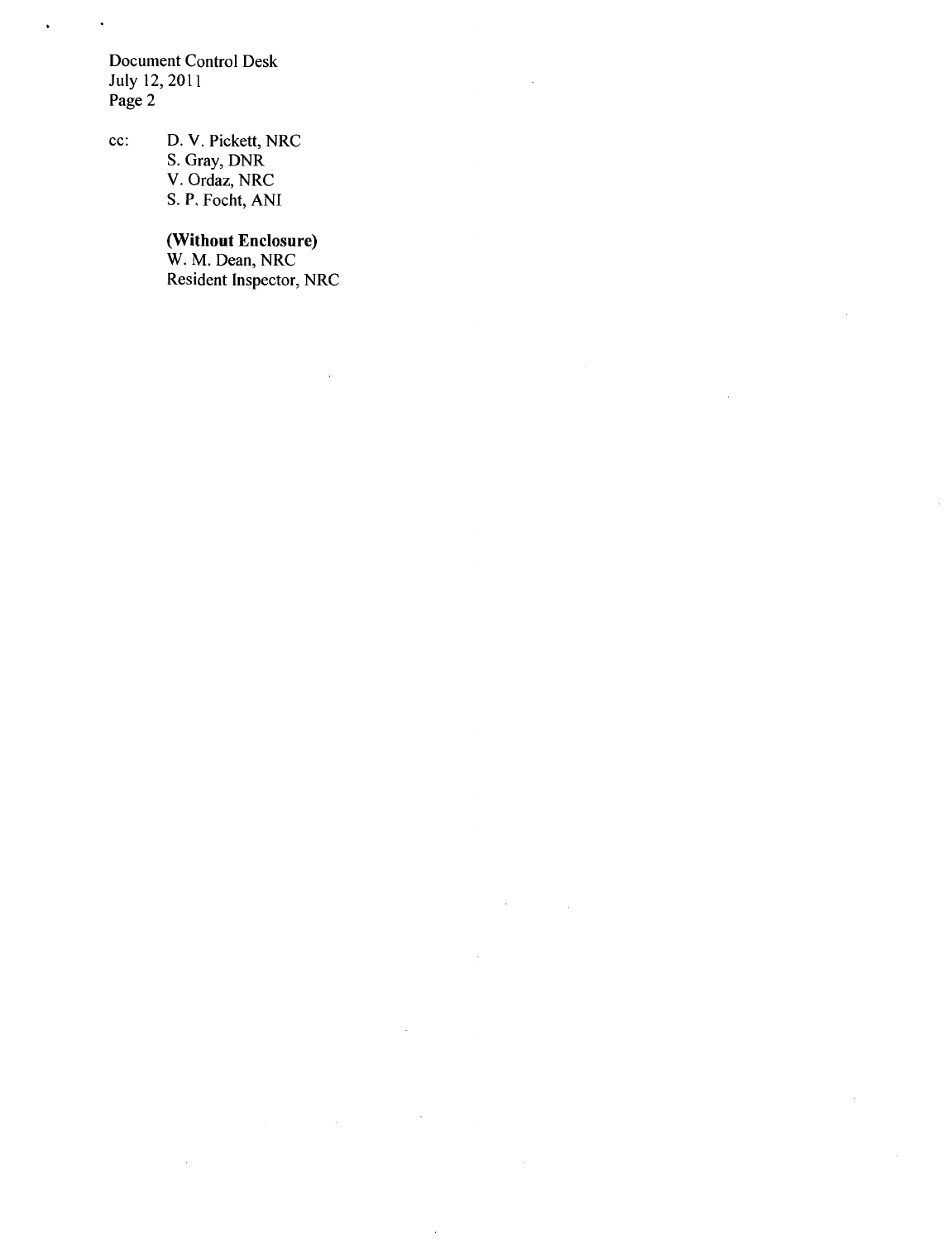Document Control Desk
July 12, 2011
Page 2

cc: D. V. Pickett, NRC
S. Gray, DNR
V. Ordaz, NRC
S. P. Focht, ANI

**(Without Enclosure)**
W. M. Dean, NRC
Resident Inspector, NRC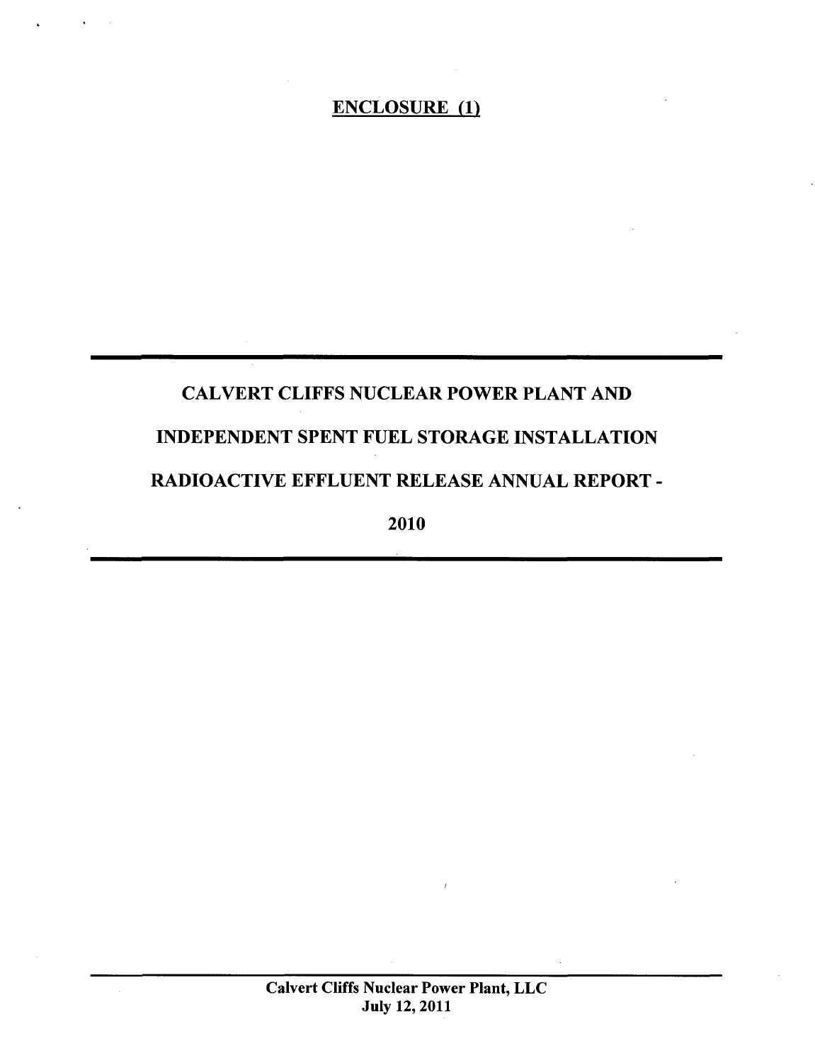**ENCLOSURE (1)**

# CALVERT CLIFFS NUCLEAR POWER PLANT AND INDEPENDENT SPENT FUEL STORAGE INSTALLATION RADIOACTIVE EFFLUENT RELEASE ANNUAL REPORT - 2010

**Calvert Cliffs Nuclear Power Plant, LLC**
**July 12, 2011**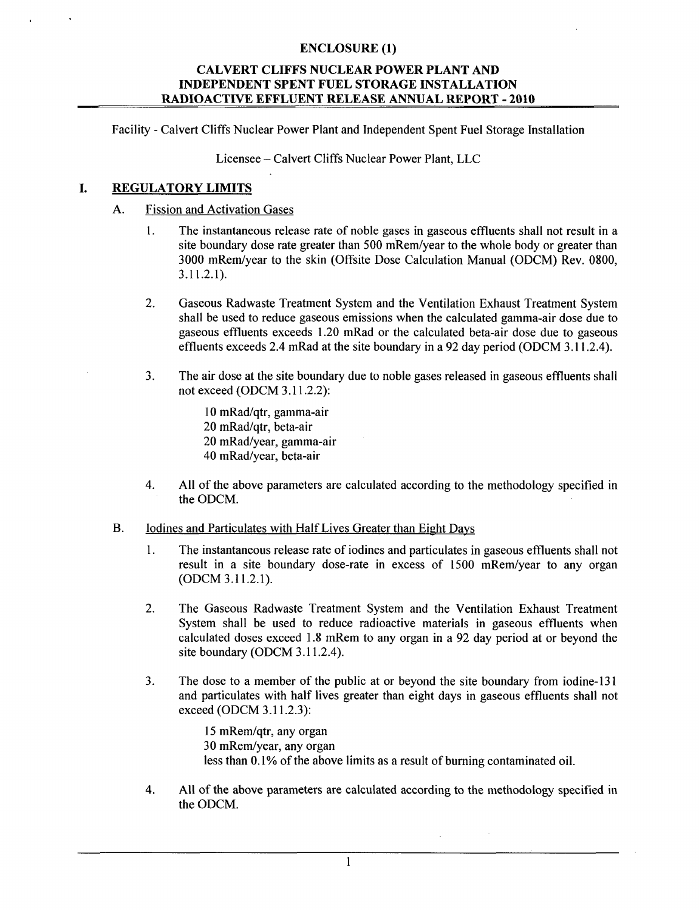**ENCLOSURE (1)**

**CALVERT CLIFFS NUCLEAR POWER PLANT AND INDEPENDENT SPENT FUEL STORAGE INSTALLATION RADIOACTIVE EFFLUENT RELEASE ANNUAL REPORT - 2010**

Facility - Calvert Cliffs Nuclear Power Plant and Independent Spent Fuel Storage Installation

Licensee – Calvert Cliffs Nuclear Power Plant, LLC

# I. REGULATORY LIMITS

## A. Fission and Activation Gases

1. The instantaneous release rate of noble gases in gaseous effluents shall not result in a site boundary dose rate greater than 500 mRem/year to the whole body or greater than 3000 mRem/year to the skin (Offsite Dose Calculation Manual (ODCM) Rev. 0800, 3.11.2.1).

2. Gaseous Radwaste Treatment System and the Ventilation Exhaust Treatment System shall be used to reduce gaseous emissions when the calculated gamma-air dose due to gaseous effluents exceeds 1.20 mRad or the calculated beta-air dose due to gaseous effluents exceeds 2.4 mRad at the site boundary in a 92 day period (ODCM 3.11.2.4).

3. The air dose at the site boundary due to noble gases released in gaseous effluents shall not exceed (ODCM 3.11.2.2):

   10 mRad/qtr, gamma-air
   20 mRad/qtr, beta-air
   20 mRad/year, gamma-air
   40 mRad/year, beta-air

4. All of the above parameters are calculated according to the methodology specified in the ODCM.

## B. Iodines and Particulates with Half Lives Greater than Eight Days

1. The instantaneous release rate of iodines and particulates in gaseous effluents shall not result in a site boundary dose-rate in excess of 1500 mRem/year to any organ (ODCM 3.11.2.1).

2. The Gaseous Radwaste Treatment System and the Ventilation Exhaust Treatment System shall be used to reduce radioactive materials in gaseous effluents when calculated doses exceed 1.8 mRem to any organ in a 92 day period at or beyond the site boundary (ODCM 3.11.2.4).

3. The dose to a member of the public at or beyond the site boundary from iodine-131 and particulates with half lives greater than eight days in gaseous effluents shall not exceed (ODCM 3.11.2.3):

   15 mRem/qtr, any organ
   30 mRem/year, any organ
   less than 0.1% of the above limits as a result of burning contaminated oil.

4. All of the above parameters are calculated according to the methodology specified in the ODCM.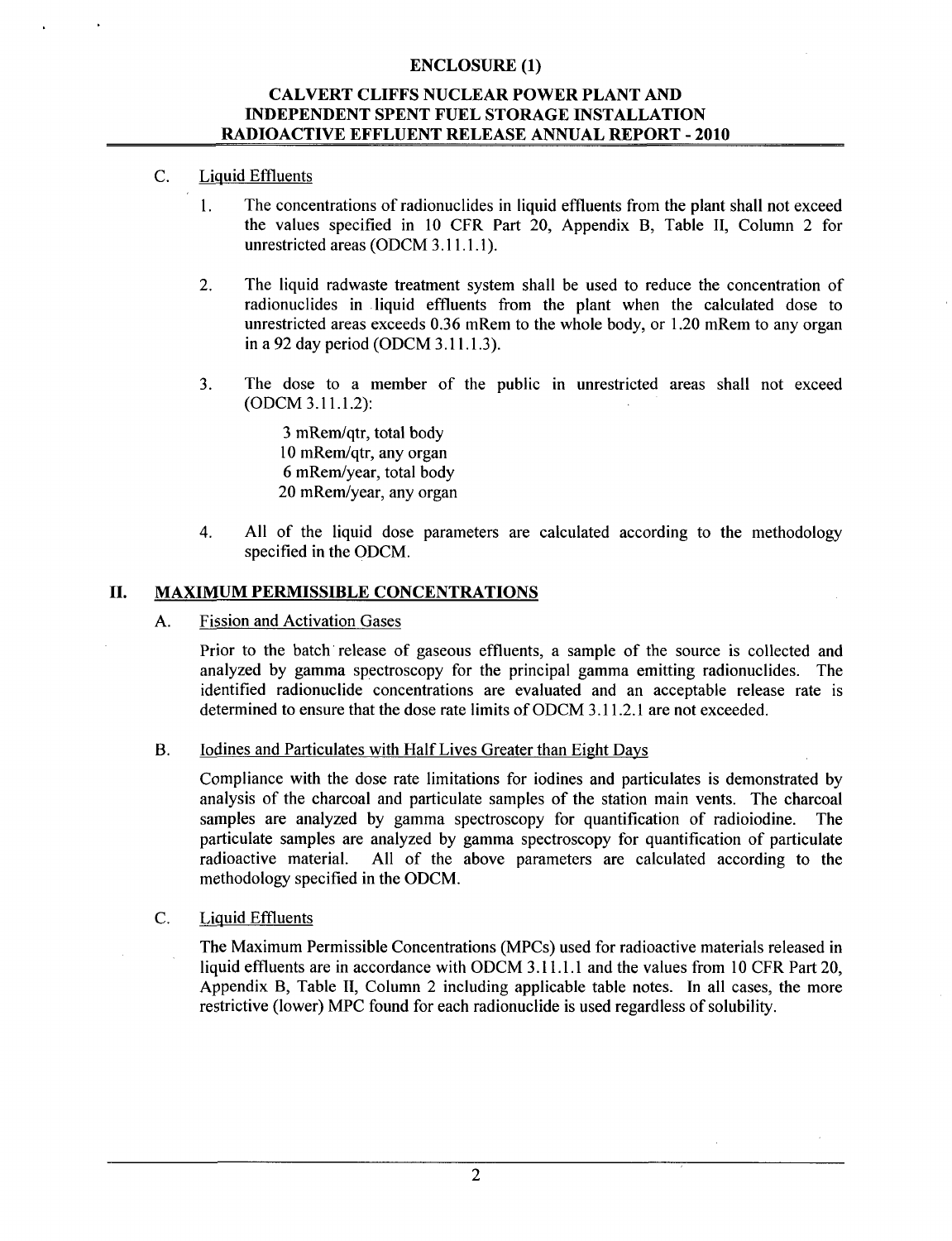### C. Liquid Effluents

1. The concentrations of radionuclides in liquid effluents from the plant shall not exceed the values specified in 10 CFR Part 20, Appendix B, Table II, Column 2 for unrestricted areas (ODCM 3.11.1.1).

2. The liquid radwaste treatment system shall be used to reduce the concentration of radionuclides in liquid effluents from the plant when the calculated dose to unrestricted areas exceeds 0.36 mRem to the whole body, or 1.20 mRem to any organ in a 92 day period (ODCM 3.11.1.3).

3. The dose to a member of the public in unrestricted areas shall not exceed (ODCM 3.11.1.2):

   3 mRem/qtr, total body
   10 mRem/qtr, any organ
   6 mRem/year, total body
   20 mRem/year, any organ

4. All of the liquid dose parameters are calculated according to the methodology specified in the ODCM.

## II. MAXIMUM PERMISSIBLE CONCENTRATIONS

### A. Fission and Activation Gases

Prior to the batch release of gaseous effluents, a sample of the source is collected and analyzed by gamma spectroscopy for the principal gamma emitting radionuclides. The identified radionuclide concentrations are evaluated and an acceptable release rate is determined to ensure that the dose rate limits of ODCM 3.11.2.1 are not exceeded.

### B. Iodines and Particulates with Half Lives Greater than Eight Days

Compliance with the dose rate limitations for iodines and particulates is demonstrated by analysis of the charcoal and particulate samples of the station main vents. The charcoal samples are analyzed by gamma spectroscopy for quantification of radioiodine. The particulate samples are analyzed by gamma spectroscopy for quantification of particulate radioactive material. All of the above parameters are calculated according to the methodology specified in the ODCM.

### C. Liquid Effluents

The Maximum Permissible Concentrations (MPCs) used for radioactive materials released in liquid effluents are in accordance with ODCM 3.11.1.1 and the values from 10 CFR Part 20, Appendix B, Table II, Column 2 including applicable table notes. In all cases, the more restrictive (lower) MPC found for each radionuclide is used regardless of solubility.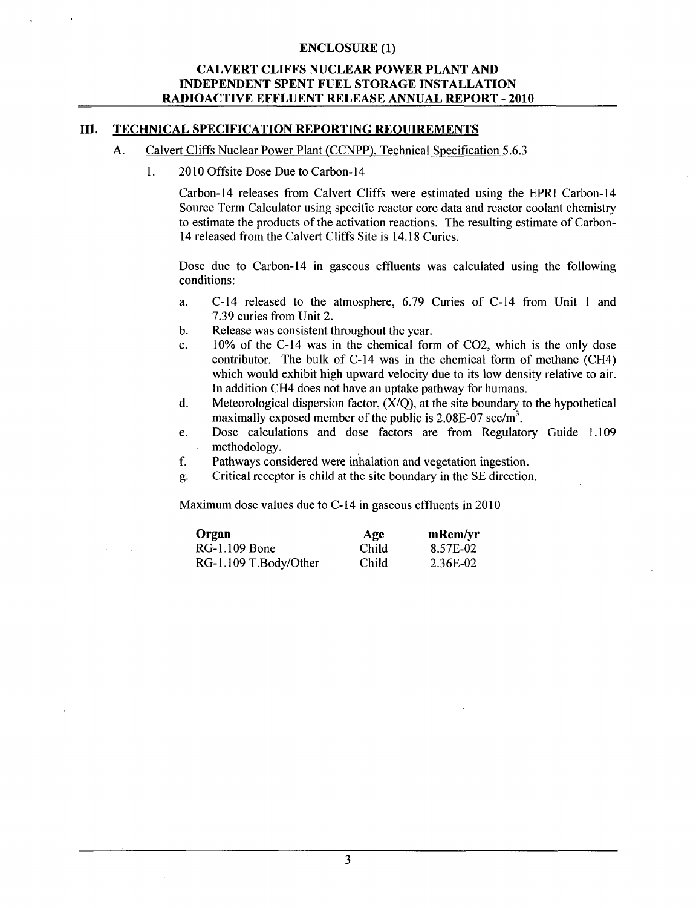## ENCLOSURE (1)

## CALVERT CLIFFS NUCLEAR POWER PLANT AND INDEPENDENT SPENT FUEL STORAGE INSTALLATION RADIOACTIVE EFFLUENT RELEASE ANNUAL REPORT - 2010

## III. TECHNICAL SPECIFICATION REPORTING REQUIREMENTS

### A. Calvert Cliffs Nuclear Power Plant (CCNPP), Technical Specification 5.6.3

#### 1. 2010 Offsite Dose Due to Carbon-14

Carbon-14 releases from Calvert Cliffs were estimated using the EPRI Carbon-14 Source Term Calculator using specific reactor core data and reactor coolant chemistry to estimate the products of the activation reactions. The resulting estimate of Carbon-14 released from the Calvert Cliffs Site is 14.18 Curies.

Dose due to Carbon-14 in gaseous effluents was calculated using the following conditions:

a. C-14 released to the atmosphere, 6.79 Curies of C-14 from Unit 1 and 7.39 curies from Unit 2.
b. Release was consistent throughout the year.
c. 10% of the C-14 was in the chemical form of $CO_2$, which is the only dose contributor. The bulk of C-14 was in the chemical form of methane ($CH_4$) which would exhibit high upward velocity due to its low density relative to air. In addition $CH_4$ does not have an uptake pathway for humans.
d. Meteorological dispersion factor, (X/Q), at the site boundary to the hypothetical maximally exposed member of the public is 2.08E-07 sec/m$^3$.
e. Dose calculations and dose factors are from Regulatory Guide 1.109 methodology.
f. Pathways considered were inhalation and vegetation ingestion.
g. Critical receptor is child at the site boundary in the SE direction.

Maximum dose values due to C-14 in gaseous effluents in 2010

| Organ | Age | mRem/yr |
|---|---|---|
| RG-1.109 Bone | Child | 8.57E-02 |
| RG-1.109 T.Body/Other | Child | 2.36E-02 |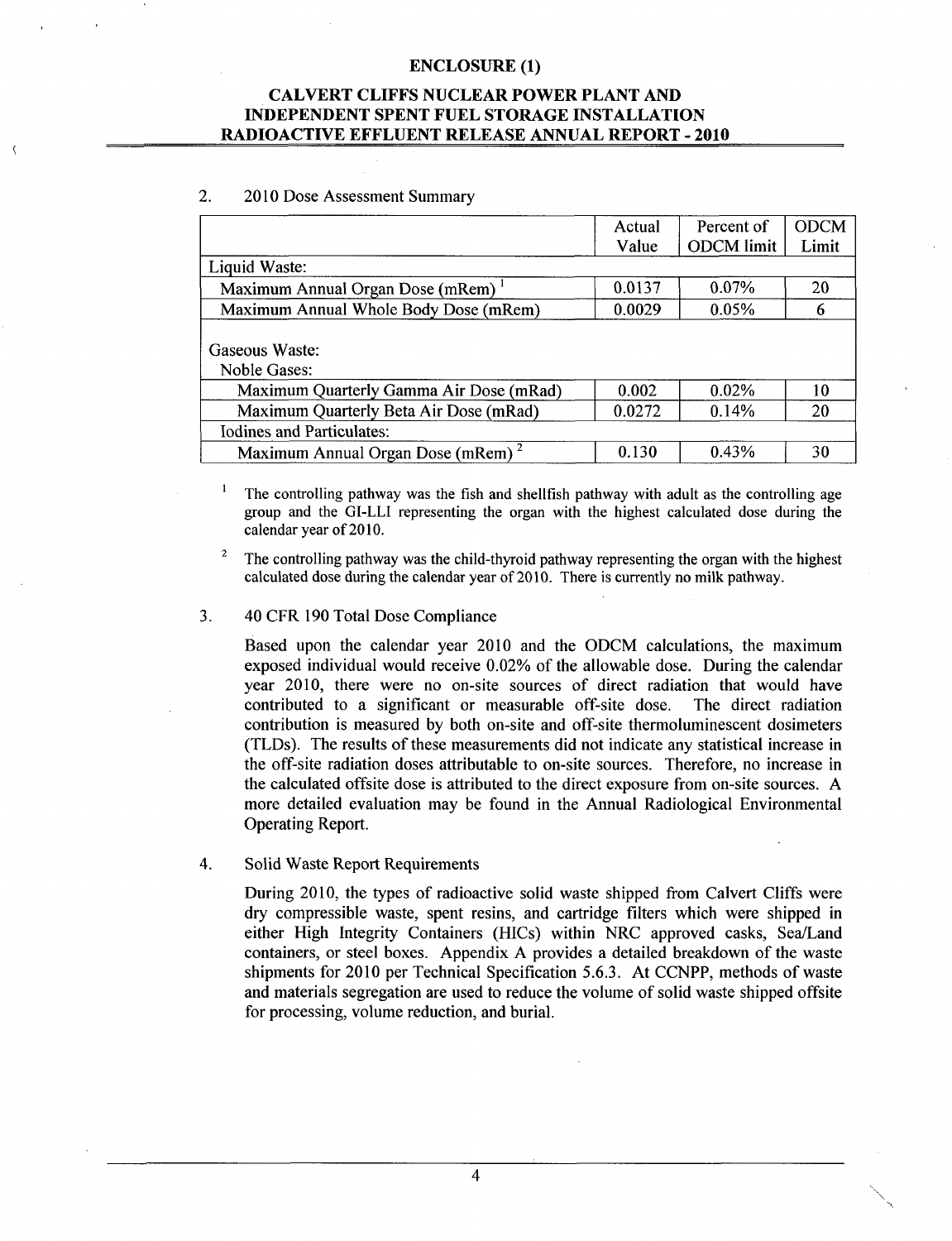## ENCLOSURE (1)

## CALVERT CLIFFS NUCLEAR POWER PLANT AND INDEPENDENT SPENT FUEL STORAGE INSTALLATION RADIOACTIVE EFFLUENT RELEASE ANNUAL REPORT - 2010

2. 2010 Dose Assessment Summary

| | Actual Value | Percent of ODCM limit | ODCM Limit |
|---|---|---|---|
| Liquid Waste: | | | |
| Maximum Annual Organ Dose (mRem) [1] | 0.0137 | 0.07% | 20 |
| Maximum Annual Whole Body Dose (mRem) | 0.0029 | 0.05% | 6 |
| Gaseous Waste:<br>Noble Gases: | | | |
| Maximum Quarterly Gamma Air Dose (mRad) | 0.002 | 0.02% | 10 |
| Maximum Quarterly Beta Air Dose (mRad) | 0.0272 | 0.14% | 20 |
| Iodines and Particulates: | | | |
| Maximum Annual Organ Dose (mRem) [2] | 0.130 | 0.43% | 30 |

[1] The controlling pathway was the fish and shellfish pathway with adult as the controlling age group and the GI-LLI representing the organ with the highest calculated dose during the calendar year of 2010.

[2] The controlling pathway was the child-thyroid pathway representing the organ with the highest calculated dose during the calendar year of 2010. There is currently no milk pathway.

3. 40 CFR 190 Total Dose Compliance

Based upon the calendar year 2010 and the ODCM calculations, the maximum exposed individual would receive 0.02% of the allowable dose. During the calendar year 2010, there were no on-site sources of direct radiation that would have contributed to a significant or measurable off-site dose. The direct radiation contribution is measured by both on-site and off-site thermoluminescent dosimeters (TLDs). The results of these measurements did not indicate any statistical increase in the off-site radiation doses attributable to on-site sources. Therefore, no increase in the calculated offsite dose is attributed to the direct exposure from on-site sources. A more detailed evaluation may be found in the Annual Radiological Environmental Operating Report.

4. Solid Waste Report Requirements

During 2010, the types of radioactive solid waste shipped from Calvert Cliffs were dry compressible waste, spent resins, and cartridge filters which were shipped in either High Integrity Containers (HICs) within NRC approved casks, Sea/Land containers, or steel boxes. Appendix A provides a detailed breakdown of the waste shipments for 2010 per Technical Specification 5.6.3. At CCNPP, methods of waste and materials segregation are used to reduce the volume of solid waste shipped offsite for processing, volume reduction, and burial.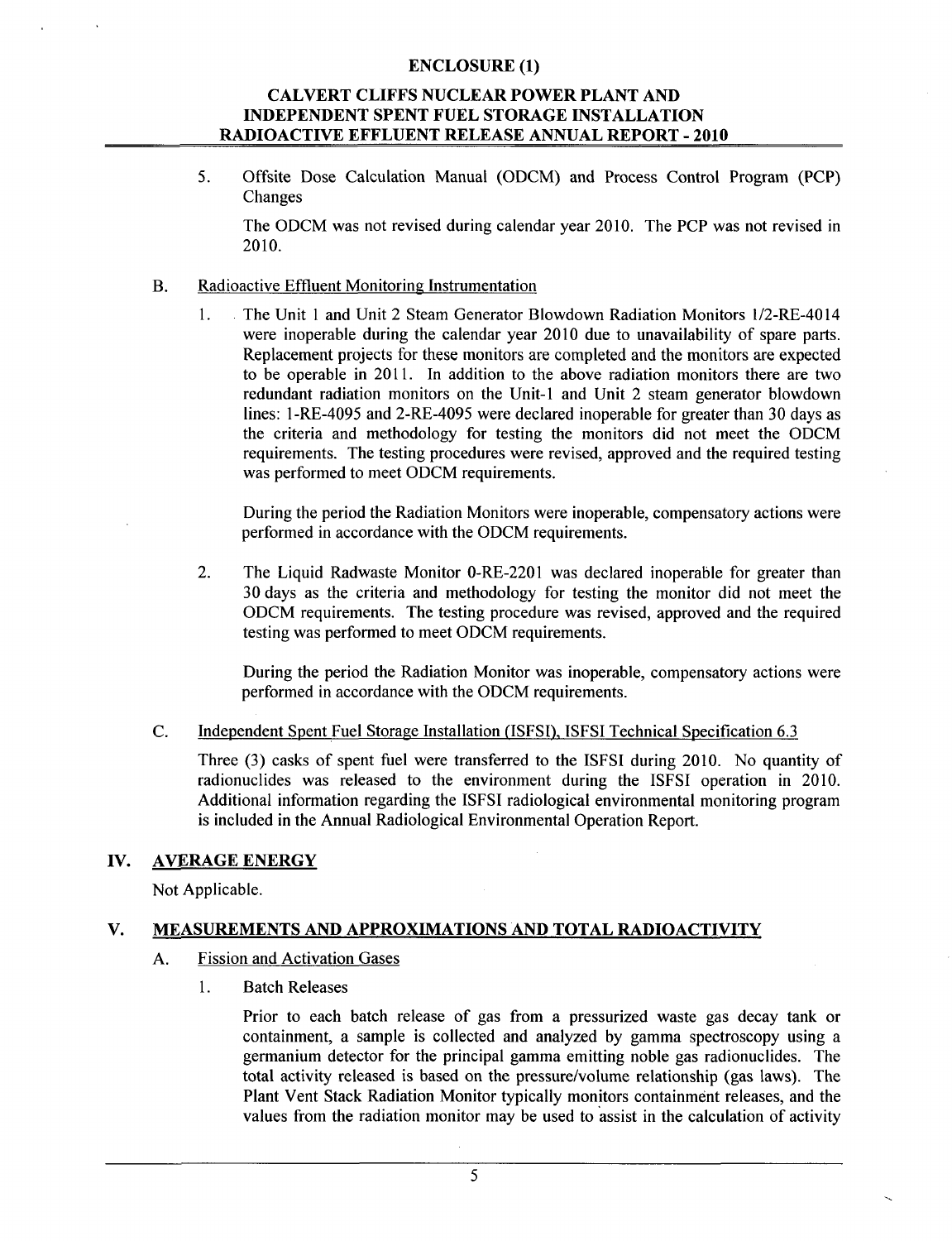5. Offsite Dose Calculation Manual (ODCM) and Process Control Program (PCP) Changes

   The ODCM was not revised during calendar year 2010. The PCP was not revised in 2010.

B. Radioactive Effluent Monitoring Instrumentation

1. The Unit 1 and Unit 2 Steam Generator Blowdown Radiation Monitors 1/2-RE-4014 were inoperable during the calendar year 2010 due to unavailability of spare parts. Replacement projects for these monitors are completed and the monitors are expected to be operable in 2011. In addition to the above radiation monitors there are two redundant radiation monitors on the Unit-1 and Unit 2 steam generator blowdown lines: 1-RE-4095 and 2-RE-4095 were declared inoperable for greater than 30 days as the criteria and methodology for testing the monitors did not meet the ODCM requirements. The testing procedures were revised, approved and the required testing was performed to meet ODCM requirements.

   During the period the Radiation Monitors were inoperable, compensatory actions were performed in accordance with the ODCM requirements.

2. The Liquid Radwaste Monitor 0-RE-2201 was declared inoperable for greater than 30 days as the criteria and methodology for testing the monitor did not meet the ODCM requirements. The testing procedure was revised, approved and the required testing was performed to meet ODCM requirements.

   During the period the Radiation Monitor was inoperable, compensatory actions were performed in accordance with the ODCM requirements.

C. Independent Spent Fuel Storage Installation (ISFSI), ISFSI Technical Specification 6.3

Three (3) casks of spent fuel were transferred to the ISFSI during 2010. No quantity of radionuclides was released to the environment during the ISFSI operation in 2010. Additional information regarding the ISFSI radiological environmental monitoring program is included in the Annual Radiological Environmental Operation Report.

## IV. AVERAGE ENERGY

Not Applicable.

## V. MEASUREMENTS AND APPROXIMATIONS AND TOTAL RADIOACTIVITY

A. Fission and Activation Gases

1. Batch Releases

   Prior to each batch release of gas from a pressurized waste gas decay tank or containment, a sample is collected and analyzed by gamma spectroscopy using a germanium detector for the principal gamma emitting noble gas radionuclides. The total activity released is based on the pressure/volume relationship (gas laws). The Plant Vent Stack Radiation Monitor typically monitors containment releases, and the values from the radiation monitor may be used to assist in the calculation of activity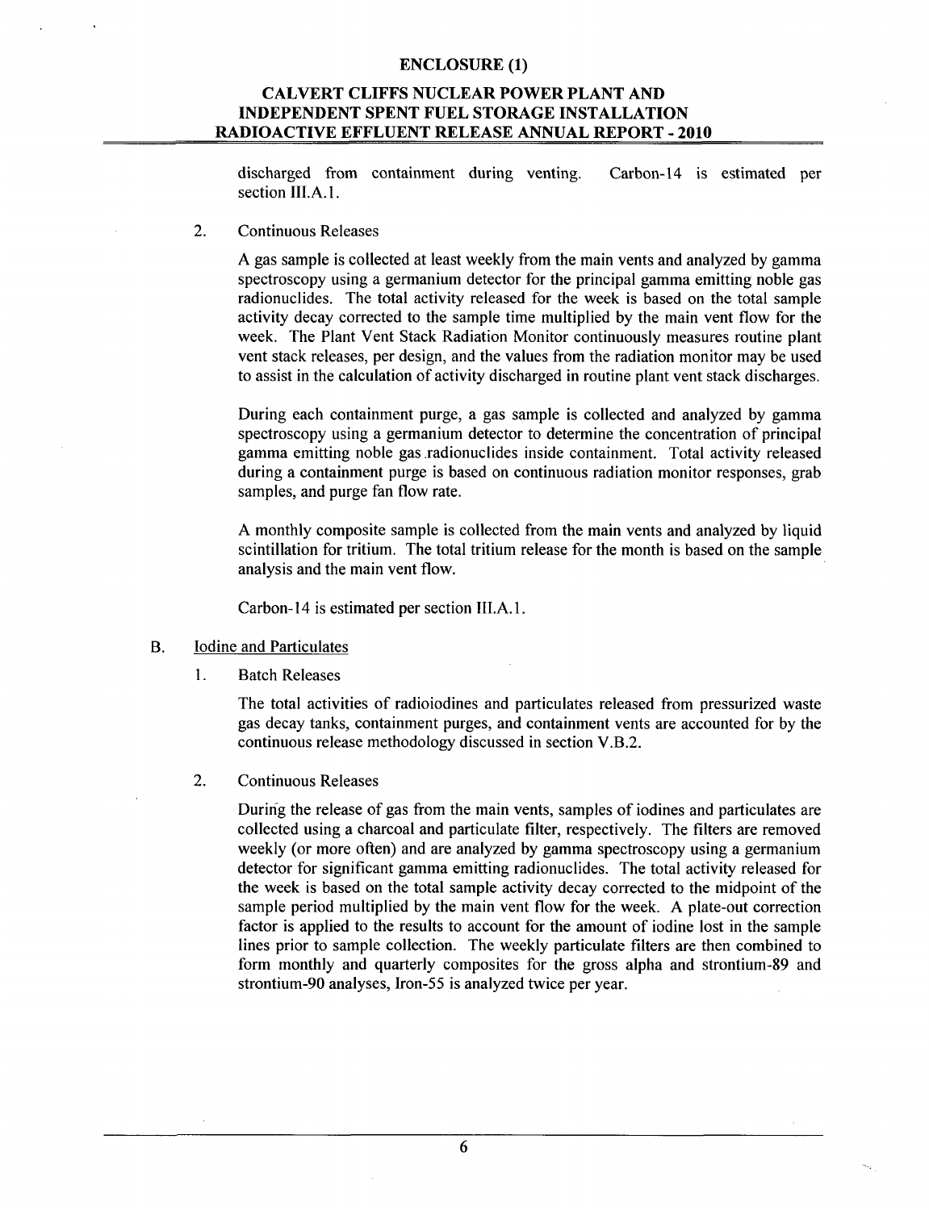discharged from containment during venting. Carbon-14 is estimated per section III.A.1.

2. Continuous Releases

A gas sample is collected at least weekly from the main vents and analyzed by gamma spectroscopy using a germanium detector for the principal gamma emitting noble gas radionuclides. The total activity released for the week is based on the total sample activity decay corrected to the sample time multiplied by the main vent flow for the week. The Plant Vent Stack Radiation Monitor continuously measures routine plant vent stack releases, per design, and the values from the radiation monitor may be used to assist in the calculation of activity discharged in routine plant vent stack discharges.

During each containment purge, a gas sample is collected and analyzed by gamma spectroscopy using a germanium detector to determine the concentration of principal gamma emitting noble gas radionuclides inside containment. Total activity released during a containment purge is based on continuous radiation monitor responses, grab samples, and purge fan flow rate.

A monthly composite sample is collected from the main vents and analyzed by liquid scintillation for tritium. The total tritium release for the month is based on the sample analysis and the main vent flow.

Carbon-14 is estimated per section III.A.1.

B. Iodine and Particulates

1. Batch Releases

The total activities of radioiodines and particulates released from pressurized waste gas decay tanks, containment purges, and containment vents are accounted for by the continuous release methodology discussed in section V.B.2.

2. Continuous Releases

During the release of gas from the main vents, samples of iodines and particulates are collected using a charcoal and particulate filter, respectively. The filters are removed weekly (or more often) and are analyzed by gamma spectroscopy using a germanium detector for significant gamma emitting radionuclides. The total activity released for the week is based on the total sample activity decay corrected to the midpoint of the sample period multiplied by the main vent flow for the week. A plate-out correction factor is applied to the results to account for the amount of iodine lost in the sample lines prior to sample collection. The weekly particulate filters are then combined to form monthly and quarterly composites for the gross alpha and strontium-89 and strontium-90 analyses, Iron-55 is analyzed twice per year.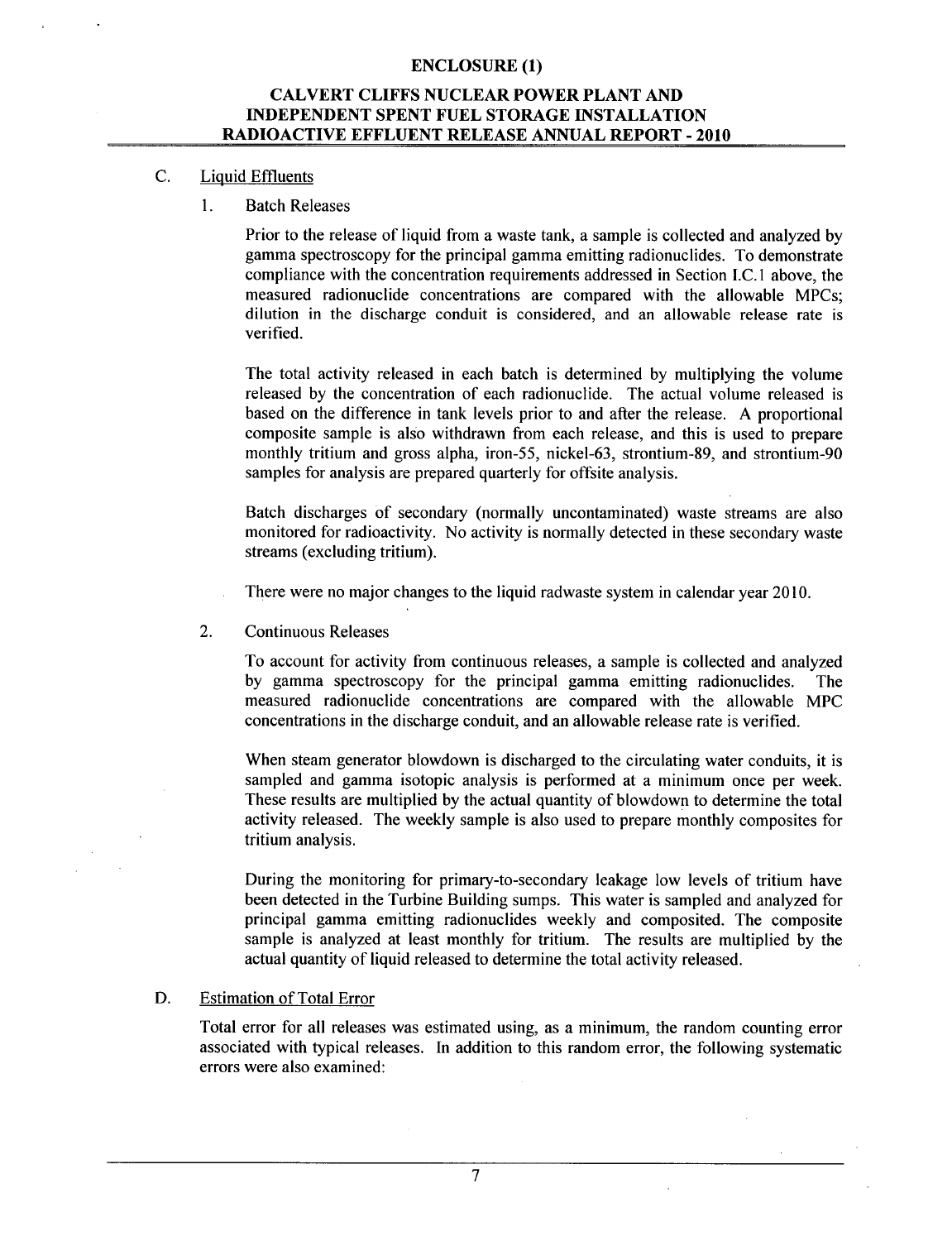### C. Liquid Effluents

#### 1. Batch Releases

Prior to the release of liquid from a waste tank, a sample is collected and analyzed by gamma spectroscopy for the principal gamma emitting radionuclides. To demonstrate compliance with the concentration requirements addressed in Section I.C.1 above, the measured radionuclide concentrations are compared with the allowable MPCs; dilution in the discharge conduit is considered, and an allowable release rate is verified.

The total activity released in each batch is determined by multiplying the volume released by the concentration of each radionuclide. The actual volume released is based on the difference in tank levels prior to and after the release. A proportional composite sample is also withdrawn from each release, and this is used to prepare monthly tritium and gross alpha, iron-55, nickel-63, strontium-89, and strontium-90 samples for analysis are prepared quarterly for offsite analysis.

Batch discharges of secondary (normally uncontaminated) waste streams are also monitored for radioactivity. No activity is normally detected in these secondary waste streams (excluding tritium).

There were no major changes to the liquid radwaste system in calendar year 2010.

#### 2. Continuous Releases

To account for activity from continuous releases, a sample is collected and analyzed by gamma spectroscopy for the principal gamma emitting radionuclides. The measured radionuclide concentrations are compared with the allowable MPC concentrations in the discharge conduit, and an allowable release rate is verified.

When steam generator blowdown is discharged to the circulating water conduits, it is sampled and gamma isotopic analysis is performed at a minimum once per week. These results are multiplied by the actual quantity of blowdown to determine the total activity released. The weekly sample is also used to prepare monthly composites for tritium analysis.

During the monitoring for primary-to-secondary leakage low levels of tritium have been detected in the Turbine Building sumps. This water is sampled and analyzed for principal gamma emitting radionuclides weekly and composited. The composite sample is analyzed at least monthly for tritium. The results are multiplied by the actual quantity of liquid released to determine the total activity released.

### D. Estimation of Total Error

Total error for all releases was estimated using, as a minimum, the random counting error associated with typical releases. In addition to this random error, the following systematic errors were also examined: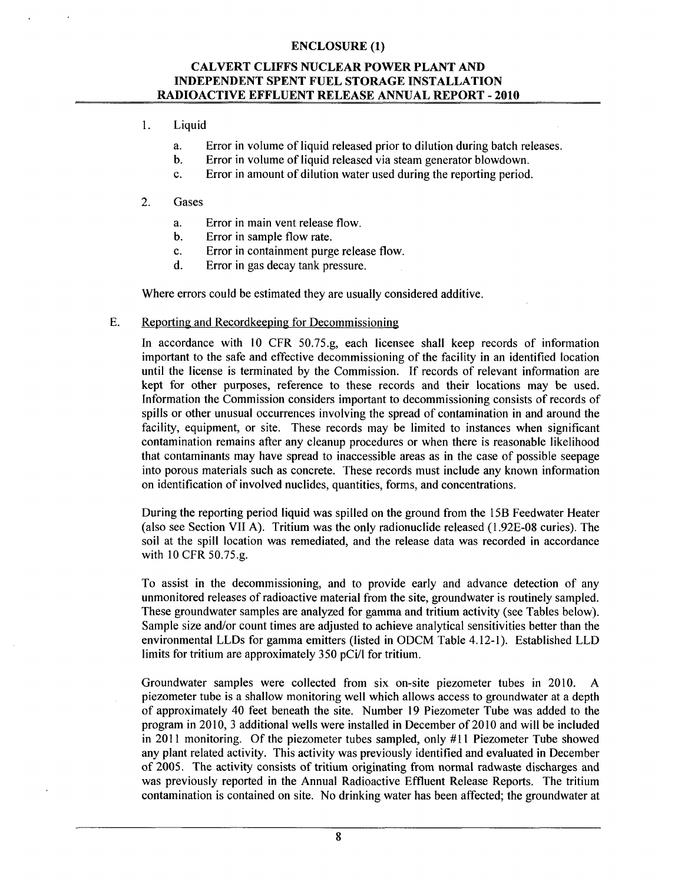1. Liquid

   a. Error in volume of liquid released prior to dilution during batch releases.
   b. Error in volume of liquid released via steam generator blowdown.
   c. Error in amount of dilution water used during the reporting period.

2. Gases

   a. Error in main vent release flow.
   b. Error in sample flow rate.
   c. Error in containment purge release flow.
   d. Error in gas decay tank pressure.

Where errors could be estimated they are usually considered additive.

E. Reporting and Recordkeeping for Decommissioning

In accordance with 10 CFR 50.75.g, each licensee shall keep records of information important to the safe and effective decommissioning of the facility in an identified location until the license is terminated by the Commission. If records of relevant information are kept for other purposes, reference to these records and their locations may be used. Information the Commission considers important to decommissioning consists of records of spills or other unusual occurrences involving the spread of contamination in and around the facility, equipment, or site. These records may be limited to instances when significant contamination remains after any cleanup procedures or when there is reasonable likelihood that contaminants may have spread to inaccessible areas as in the case of possible seepage into porous materials such as concrete. These records must include any known information on identification of involved nuclides, quantities, forms, and concentrations.

During the reporting period liquid was spilled on the ground from the 15B Feedwater Heater (also see Section VII A). Tritium was the only radionuclide released (1.92E-08 curies). The soil at the spill location was remediated, and the release data was recorded in accordance with 10 CFR 50.75.g.

To assist in the decommissioning, and to provide early and advance detection of any unmonitored releases of radioactive material from the site, groundwater is routinely sampled. These groundwater samples are analyzed for gamma and tritium activity (see Tables below). Sample size and/or count times are adjusted to achieve analytical sensitivities better than the environmental LLDs for gamma emitters (listed in ODCM Table 4.12-1). Established LLD limits for tritium are approximately 350 pCi/l for tritium.

Groundwater samples were collected from six on-site piezometer tubes in 2010. A piezometer tube is a shallow monitoring well which allows access to groundwater at a depth of approximately 40 feet beneath the site. Number 19 Piezometer Tube was added to the program in 2010, 3 additional wells were installed in December of 2010 and will be included in 2011 monitoring. Of the piezometer tubes sampled, only #11 Piezometer Tube showed any plant related activity. This activity was previously identified and evaluated in December of 2005. The activity consists of tritium originating from normal radwaste discharges and was previously reported in the Annual Radioactive Effluent Release Reports. The tritium contamination is contained on site. No drinking water has been affected; the groundwater at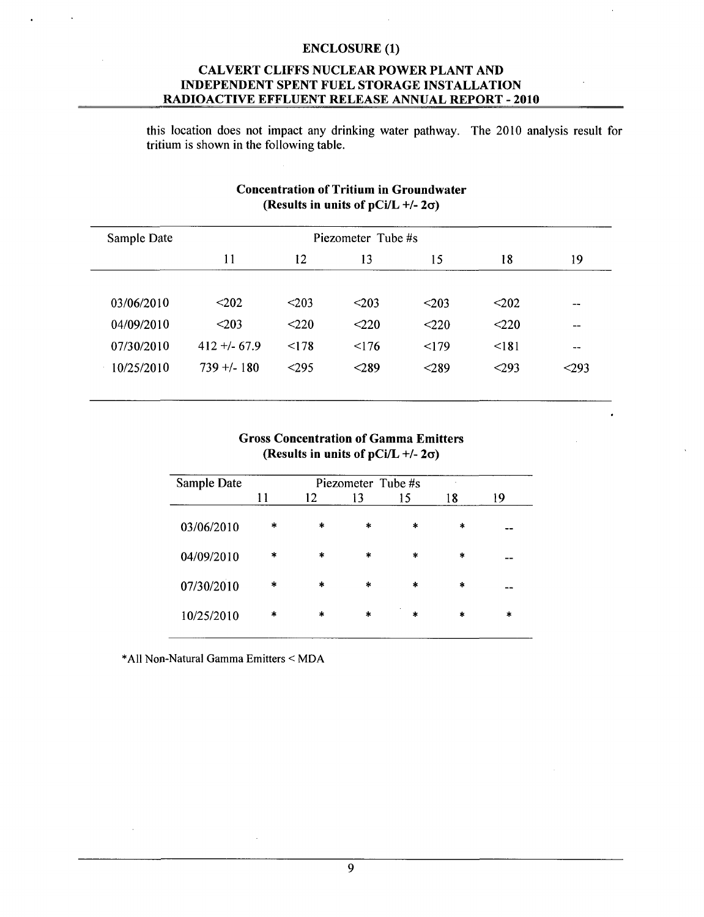this location does not impact any drinking water pathway. The 2010 analysis result for tritium is shown in the following table.

**Concentration of Tritium in Groundwater**
**(Results in units of pCi/L +/- 2σ)**

| Sample Date | Piezometer Tube #s | | | | | |
|---|---|---|---|---|---|---|
| | 11 | 12 | 13 | 15 | 18 | 19 |
| 03/06/2010 | <202 | <203 | <203 | <203 | <202 | -- |
| 04/09/2010 | <203 | <220 | <220 | <220 | <220 | -- |
| 07/30/2010 | 412 +/- 67.9 | <178 | <176 | <179 | <181 | -- |
| 10/25/2010 | 739 +/- 180 | <295 | <289 | <289 | <293 | <293 |

**Gross Concentration of Gamma Emitters**
**(Results in units of pCi/L +/- 2σ)**

| Sample Date | Piezometer Tube #s | | | | | |
|---|---|---|---|---|---|---|
| | 11 | 12 | 13 | 15 | 18 | 19 |
| 03/06/2010 | * | * | * | * | * | -- |
| 04/09/2010 | * | * | * | * | * | -- |
| 07/30/2010 | * | * | * | * | * | -- |
| 10/25/2010 | * | * | * | * | * | * |

*All Non-Natural Gamma Emitters < MDA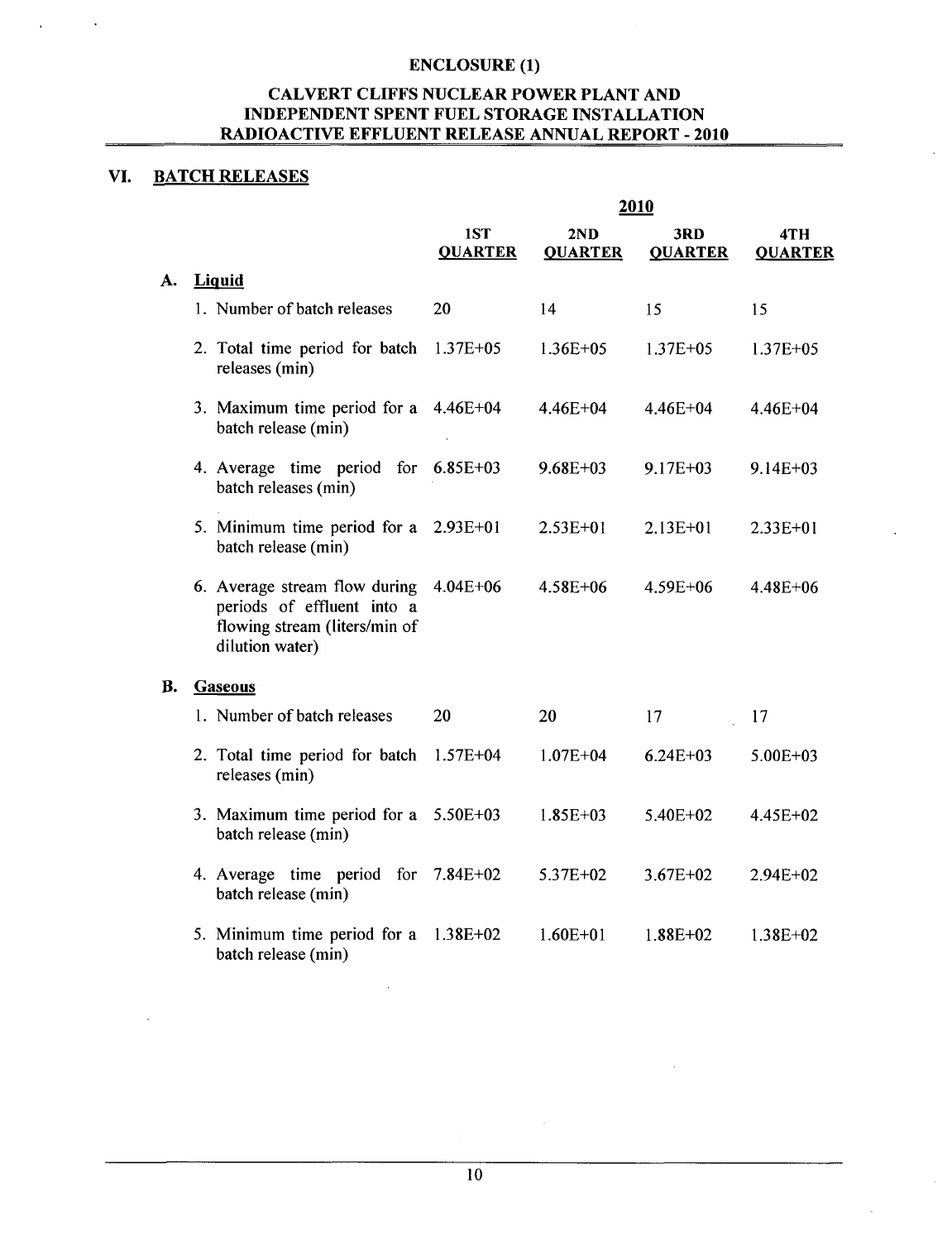**ENCLOSURE (1)**

**CALVERT CLIFFS NUCLEAR POWER PLANT AND INDEPENDENT SPENT FUEL STORAGE INSTALLATION RADIOACTIVE EFFLUENT RELEASE ANNUAL REPORT - 2010**

## VI. BATCH RELEASES

| | 2010 | | | |
|---|---|---|---|---|
| | **1ST QUARTER** | **2ND QUARTER** | **3RD QUARTER** | **4TH QUARTER** |
| **A. Liquid** | | | | |
| 1. Number of batch releases | 20 | 14 | 15 | 15 |
| 2. Total time period for batch releases (min) | 1.37E+05 | 1.36E+05 | 1.37E+05 | 1.37E+05 |
| 3. Maximum time period for a batch release (min) | 4.46E+04 | 4.46E+04 | 4.46E+04 | 4.46E+04 |
| 4. Average time period for batch releases (min) | 6.85E+03 | 9.68E+03 | 9.17E+03 | 9.14E+03 |
| 5. Minimum time period for a batch release (min) | 2.93E+01 | 2.53E+01 | 2.13E+01 | 2.33E+01 |
| 6. Average stream flow during periods of effluent into a flowing stream (liters/min of dilution water) | 4.04E+06 | 4.58E+06 | 4.59E+06 | 4.48E+06 |
| **B. Gaseous** | | | | |
| 1. Number of batch releases | 20 | 20 | 17 | 17 |
| 2. Total time period for batch releases (min) | 1.57E+04 | 1.07E+04 | 6.24E+03 | 5.00E+03 |
| 3. Maximum time period for a batch release (min) | 5.50E+03 | 1.85E+03 | 5.40E+02 | 4.45E+02 |
| 4. Average time period for batch release (min) | 7.84E+02 | 5.37E+02 | 3.67E+02 | 2.94E+02 |
| 5. Minimum time period for a batch release (min) | 1.38E+02 | 1.60E+01 | 1.88E+02 | 1.38E+02 |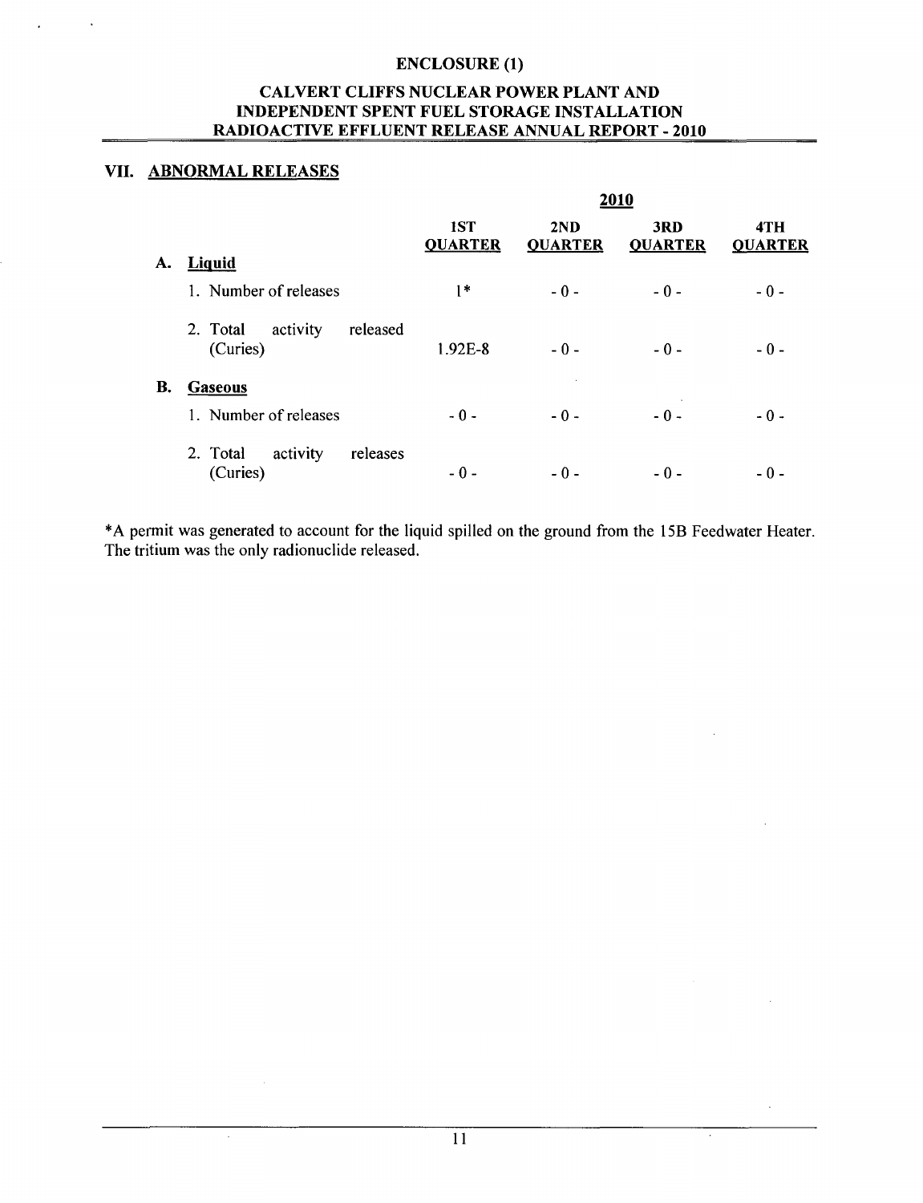## ENCLOSURE (1)

## CALVERT CLIFFS NUCLEAR POWER PLANT AND INDEPENDENT SPENT FUEL STORAGE INSTALLATION RADIOACTIVE EFFLUENT RELEASE ANNUAL REPORT - 2010

### VII. ABNORMAL RELEASES

| | 2010 | | | |
|---|---|---|---|---|
| | 1ST QUARTER | 2ND QUARTER | 3RD QUARTER | 4TH QUARTER |
| **A. Liquid** | | | | |
| 1. Number of releases | 1* | - 0 - | - 0 - | - 0 - |
| 2. Total activity released (Curies) | 1.92E-8 | - 0 - | - 0 - | - 0 - |
| **B. Gaseous** | | | | |
| 1. Number of releases | - 0 - | - 0 - | - 0 - | - 0 - |
| 2. Total activity releases (Curies) | - 0 - | - 0 - | - 0 - | - 0 - |

*A permit was generated to account for the liquid spilled on the ground from the 15B Feedwater Heater. The tritium was the only radionuclide released.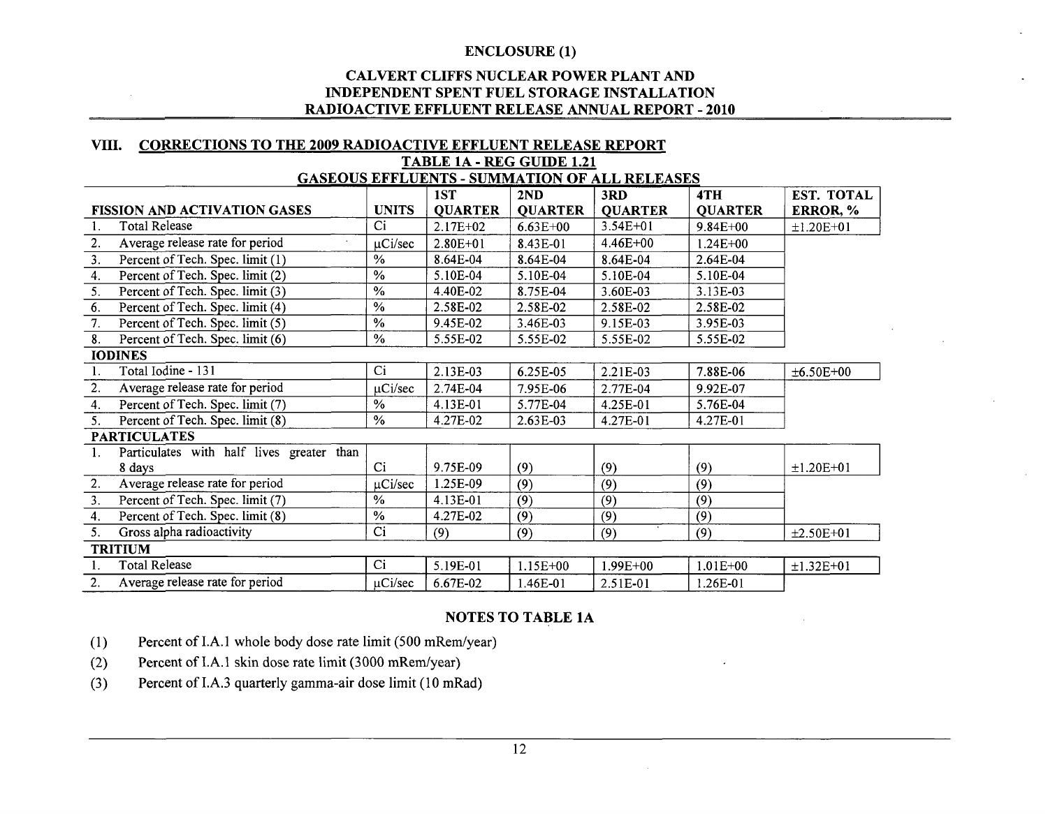# ENCLOSURE (1)

## CALVERT CLIFFS NUCLEAR POWER PLANT AND INDEPENDENT SPENT FUEL STORAGE INSTALLATION RADIOACTIVE EFFLUENT RELEASE ANNUAL REPORT - 2010

## VIII. CORRECTIONS TO THE 2009 RADIOACTIVE EFFLUENT RELEASE REPORT

### TABLE 1A - REG GUIDE 1.21

### GASEOUS EFFLUENTS - SUMMATION OF ALL RELEASES

| FISSION AND ACTIVATION GASES | UNITS | 1ST QUARTER | 2ND QUARTER | 3RD QUARTER | 4TH QUARTER | EST. TOTAL ERROR, % |
|---|---|---|---|---|---|---|
| 1. Total Release | Ci | 2.17E+02 | 6.63E+00 | 3.54E+01 | 9.84E+00 | ±1.20E+01 |
| 2. Average release rate for period | μCi/sec | 2.80E+01 | 8.43E-01 | 4.46E+00 | 1.24E+00 | |
| 3. Percent of Tech. Spec. limit (1) | % | 8.64E-04 | 8.64E-04 | 8.64E-04 | 2.64E-04 | |
| 4. Percent of Tech. Spec. limit (2) | % | 5.10E-04 | 5.10E-04 | 5.10E-04 | 5.10E-04 | |
| 5. Percent of Tech. Spec. limit (3) | % | 4.40E-02 | 8.75E-04 | 3.60E-03 | 3.13E-03 | |
| 6. Percent of Tech. Spec. limit (4) | % | 2.58E-02 | 2.58E-02 | 2.58E-02 | 2.58E-02 | |
| 7. Percent of Tech. Spec. limit (5) | % | 9.45E-02 | 3.46E-03 | 9.15E-03 | 3.95E-03 | |
| 8. Percent of Tech. Spec. limit (6) | % | 5.55E-02 | 5.55E-02 | 5.55E-02 | 5.55E-02 | |
| **IODINES** | | | | | | |
| 1. Total Iodine - 131 | Ci | 2.13E-03 | 6.25E-05 | 2.21E-03 | 7.88E-06 | ±6.50E+00 |
| 2. Average release rate for period | μCi/sec | 2.74E-04 | 7.95E-06 | 2.77E-04 | 9.92E-07 | |
| 4. Percent of Tech. Spec. limit (7) | % | 4.13E-01 | 5.77E-04 | 4.25E-01 | 5.76E-04 | |
| 5. Percent of Tech. Spec. limit (8) | % | 4.27E-02 | 2.63E-03 | 4.27E-01 | 4.27E-01 | |
| **PARTICULATES** | | | | | | |
| 1. Particulates with half lives greater than 8 days | Ci | 9.75E-09 | (9) | (9) | (9) | ±1.20E+01 |
| 2. Average release rate for period | μCi/sec | 1.25E-09 | (9) | (9) | (9) | |
| 3. Percent of Tech. Spec. limit (7) | % | 4.13E-01 | (9) | (9) | (9) | |
| 4. Percent of Tech. Spec. limit (8) | % | 4.27E-02 | (9) | (9) | (9) | |
| 5. Gross alpha radioactivity | Ci | (9) | (9) | (9) | (9) | ±2.50E+01 |
| **TRITIUM** | | | | | | |
| 1. Total Release | Ci | 5.19E-01 | 1.15E+00 | 1.99E+00 | 1.01E+00 | ±1.32E+01 |
| 2. Average release rate for period | μCi/sec | 6.67E-02 | 1.46E-01 | 2.51E-01 | 1.26E-01 | |

### NOTES TO TABLE 1A

(1) Percent of I.A.1 whole body dose rate limit (500 mRem/year)

(2) Percent of I.A.1 skin dose rate limit (3000 mRem/year)

(3) Percent of I.A.3 quarterly gamma-air dose limit (10 mRad)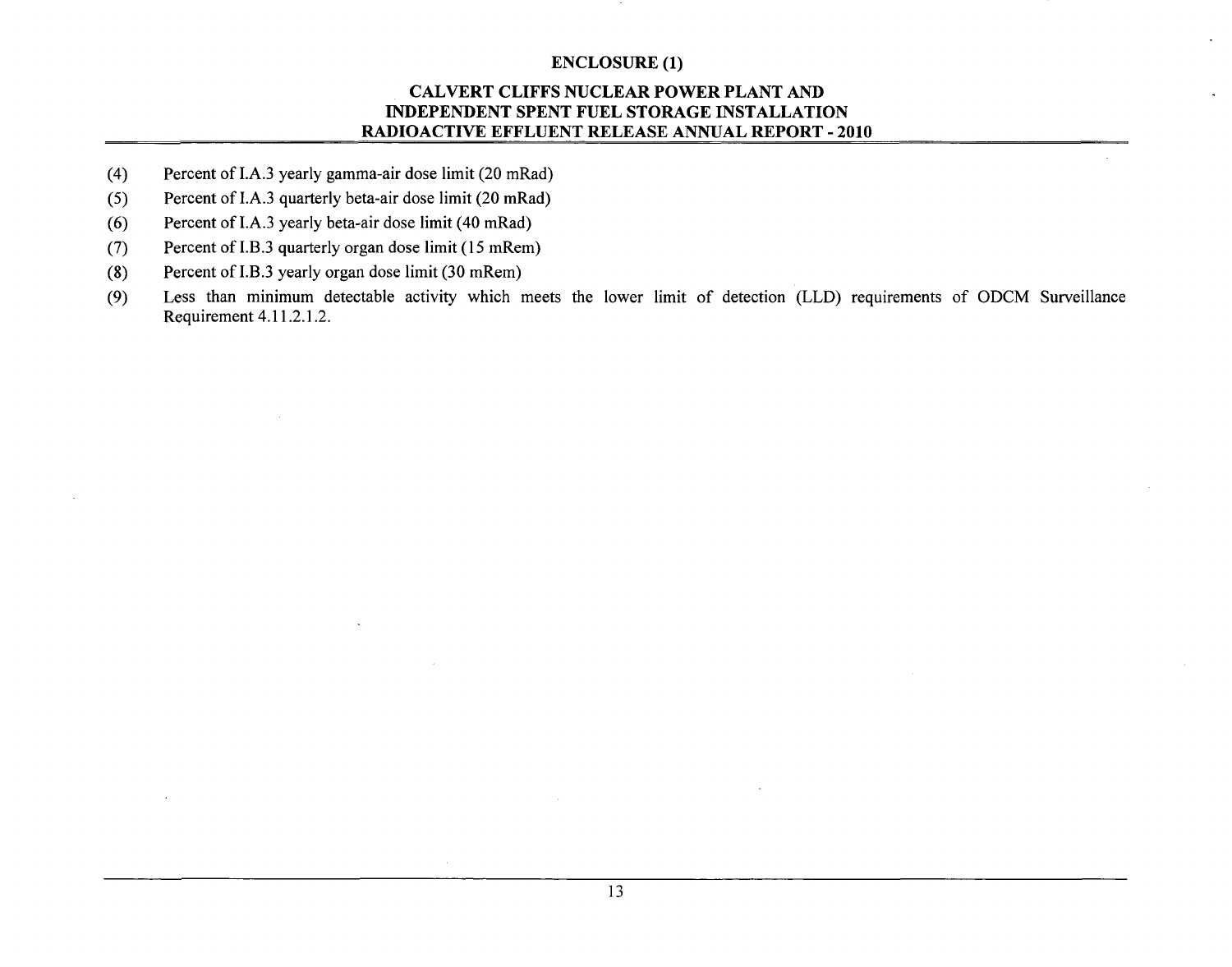(4) Percent of I.A.3 yearly gamma-air dose limit (20 mRad)

(5) Percent of I.A.3 quarterly beta-air dose limit (20 mRad)

(6) Percent of I.A.3 yearly beta-air dose limit (40 mRad)

(7) Percent of I.B.3 quarterly organ dose limit (15 mRem)

(8) Percent of I.B.3 yearly organ dose limit (30 mRem)

(9) Less than minimum detectable activity which meets the lower limit of detection (LLD) requirements of ODCM Surveillance Requirement 4.11.2.1.2.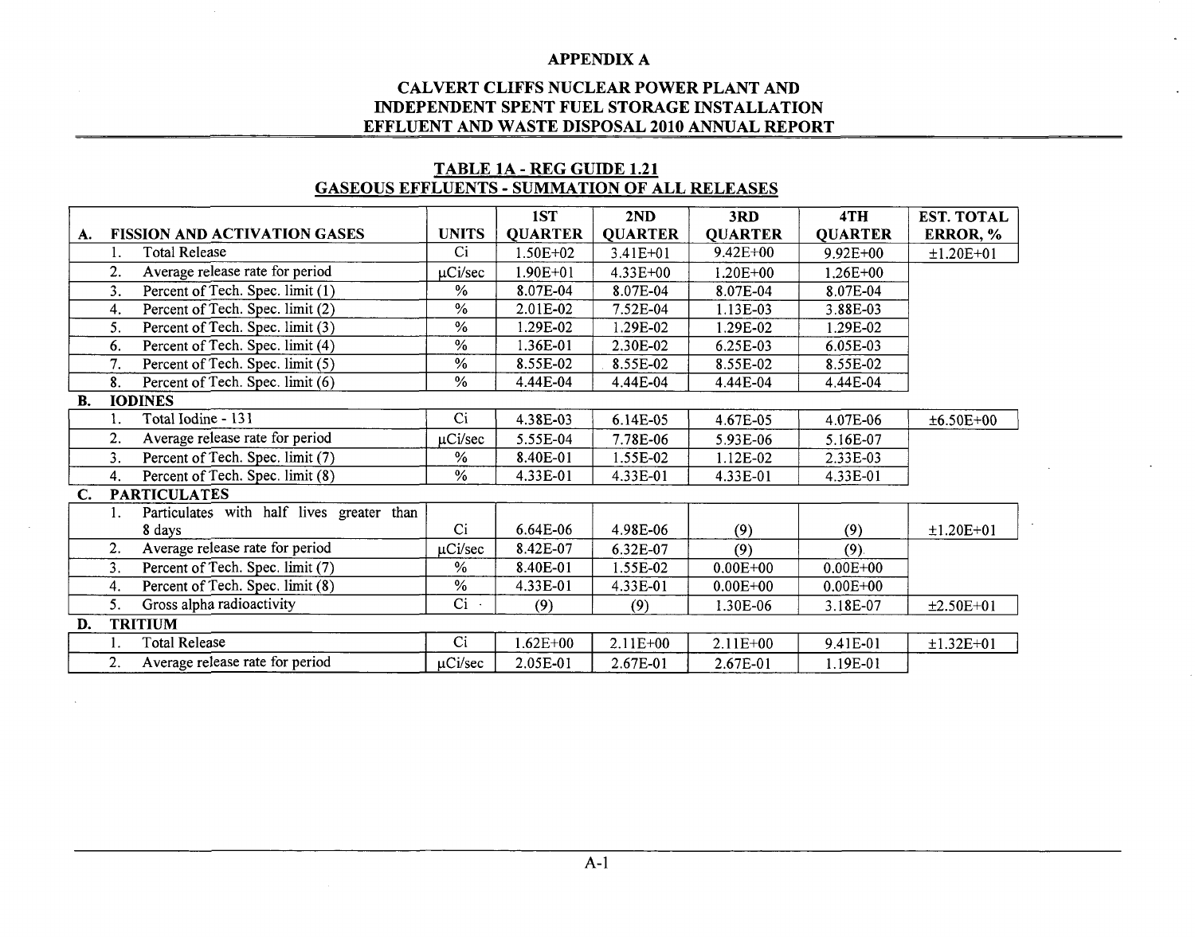## APPENDIX A

## CALVERT CLIFFS NUCLEAR POWER PLANT AND INDEPENDENT SPENT FUEL STORAGE INSTALLATION EFFLUENT AND WASTE DISPOSAL 2010 ANNUAL REPORT

### TABLE 1A - REG GUIDE 1.21 GASEOUS EFFLUENTS - SUMMATION OF ALL RELEASES

| | UNITS | 1ST QUARTER | 2ND QUARTER | 3RD QUARTER | 4TH QUARTER | EST. TOTAL ERROR, % |
|---|---|---|---|---|---|---|
| **A. FISSION AND ACTIVATION GASES** | | | | | | |
| 1. Total Release | Ci | 1.50E+02 | 3.41E+01 | 9.42E+00 | 9.92E+00 | ±1.20E+01 |
| 2. Average release rate for period | μCi/sec | 1.90E+01 | 4.33E+00 | 1.20E+00 | 1.26E+00 | |
| 3. Percent of Tech. Spec. limit (1) | % | 8.07E-04 | 8.07E-04 | 8.07E-04 | 8.07E-04 | |
| 4. Percent of Tech. Spec. limit (2) | % | 2.01E-02 | 7.52E-04 | 1.13E-03 | 3.88E-03 | |
| 5. Percent of Tech. Spec. limit (3) | % | 1.29E-02 | 1.29E-02 | 1.29E-02 | 1.29E-02 | |
| 6. Percent of Tech. Spec. limit (4) | % | 1.36E-01 | 2.30E-02 | 6.25E-03 | 6.05E-03 | |
| 7. Percent of Tech. Spec. limit (5) | % | 8.55E-02 | 8.55E-02 | 8.55E-02 | 8.55E-02 | |
| 8. Percent of Tech. Spec. limit (6) | % | 4.44E-04 | 4.44E-04 | 4.44E-04 | 4.44E-04 | |
| **B. IODINES** | | | | | | |
| 1. Total Iodine - 131 | Ci | 4.38E-03 | 6.14E-05 | 4.67E-05 | 4.07E-06 | ±6.50E+00 |
| 2. Average release rate for period | μCi/sec | 5.55E-04 | 7.78E-06 | 5.93E-06 | 5.16E-07 | |
| 3. Percent of Tech. Spec. limit (7) | % | 8.40E-01 | 1.55E-02 | 1.12E-02 | 2.33E-03 | |
| 4. Percent of Tech. Spec. limit (8) | % | 4.33E-01 | 4.33E-01 | 4.33E-01 | 4.33E-01 | |
| **C. PARTICULATES** | | | | | | |
| 1. Particulates with half lives greater than 8 days | Ci | 6.64E-06 | 4.98E-06 | (9) | (9) | ±1.20E+01 |
| 2. Average release rate for period | μCi/sec | 8.42E-07 | 6.32E-07 | (9) | (9) | |
| 3. Percent of Tech. Spec. limit (7) | % | 8.40E-01 | 1.55E-02 | 0.00E+00 | 0.00E+00 | |
| 4. Percent of Tech. Spec. limit (8) | % | 4.33E-01 | 4.33E-01 | 0.00E+00 | 0.00E+00 | |
| 5. Gross alpha radioactivity | Ci | (9) | (9) | 1.30E-06 | 3.18E-07 | ±2.50E+01 |
| **D. TRITIUM** | | | | | | |
| 1. Total Release | Ci | 1.62E+00 | 2.11E+00 | 2.11E+00 | 9.41E-01 | ±1.32E+01 |
| 2. Average release rate for period | μCi/sec | 2.05E-01 | 2.67E-01 | 2.67E-01 | 1.19E-01 | |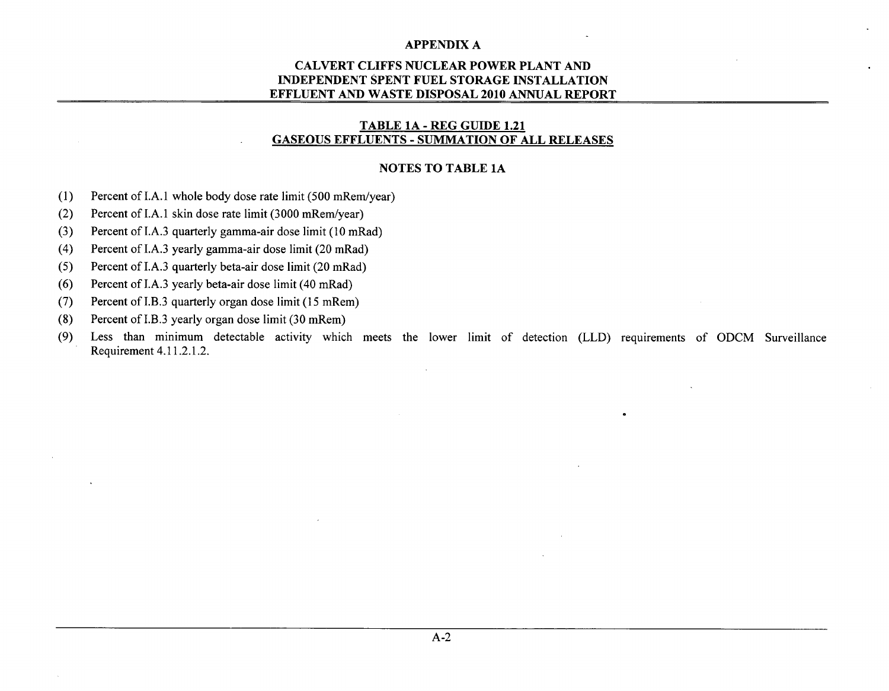## APPENDIX A

## CALVERT CLIFFS NUCLEAR POWER PLANT AND INDEPENDENT SPENT FUEL STORAGE INSTALLATION EFFLUENT AND WASTE DISPOSAL 2010 ANNUAL REPORT

### TABLE 1A - REG GUIDE 1.21 GASEOUS EFFLUENTS - SUMMATION OF ALL RELEASES

### NOTES TO TABLE 1A

(1) Percent of I.A.1 whole body dose rate limit (500 mRem/year)

(2) Percent of I.A.1 skin dose rate limit (3000 mRem/year)

(3) Percent of I.A.3 quarterly gamma-air dose limit (10 mRad)

(4) Percent of I.A.3 yearly gamma-air dose limit (20 mRad)

(5) Percent of I.A.3 quarterly beta-air dose limit (20 mRad)

(6) Percent of I.A.3 yearly beta-air dose limit (40 mRad)

(7) Percent of I.B.3 quarterly organ dose limit (15 mRem)

(8) Percent of I.B.3 yearly organ dose limit (30 mRem)

(9) Less than minimum detectable activity which meets the lower limit of detection (LLD) requirements of ODCM Surveillance Requirement 4.11.2.1.2.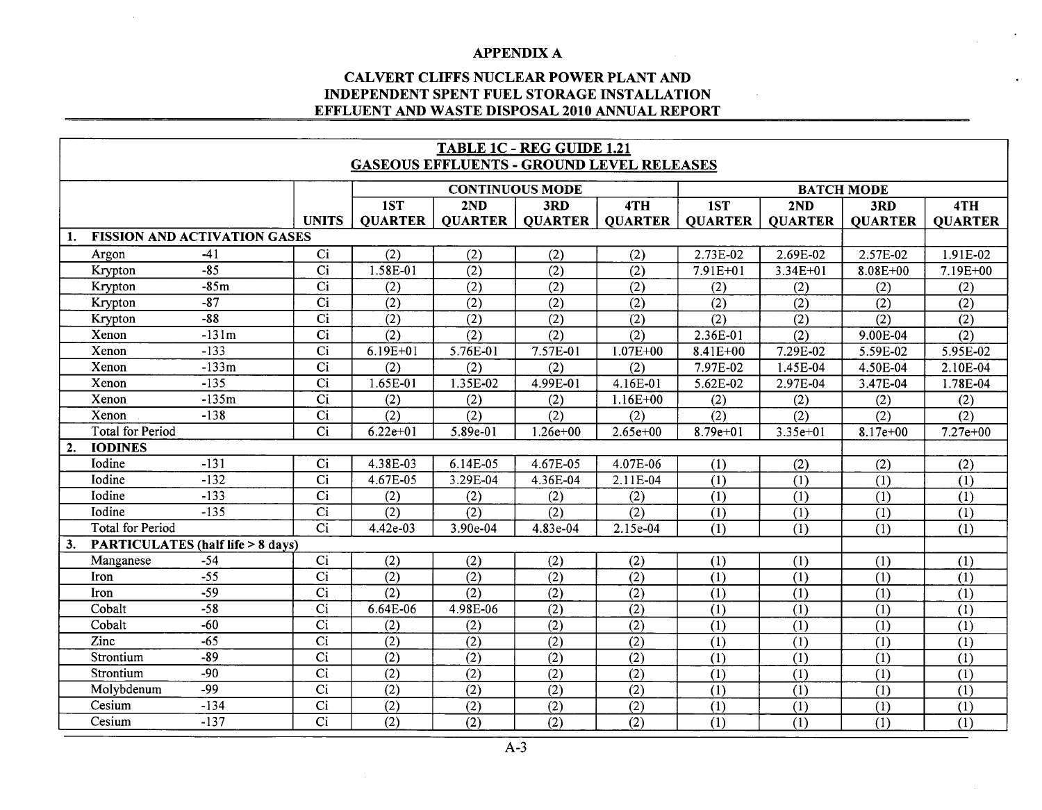## APPENDIX A

## CALVERT CLIFFS NUCLEAR POWER PLANT AND INDEPENDENT SPENT FUEL STORAGE INSTALLATION EFFLUENT AND WASTE DISPOSAL 2010 ANNUAL REPORT

### TABLE 1C - REG GUIDE 1.21
### GASEOUS EFFLUENTS - GROUND LEVEL RELEASES

| | | UNITS | CONTINUOUS MODE | | | | BATCH MODE | | | |
|---|---|---|---|---|---|---|---|---|---|---|
| | | | 1ST QUARTER | 2ND QUARTER | 3RD QUARTER | 4TH QUARTER | 1ST QUARTER | 2ND QUARTER | 3RD QUARTER | 4TH QUARTER |
| **1. FISSION AND ACTIVATION GASES** | | | | | | | | | | |
| Argon | -41 | Ci | (2) | (2) | (2) | (2) | 2.73E-02 | 2.69E-02 | 2.57E-02 | 1.91E-02 |
| Krypton | -85 | Ci | 1.58E-01 | (2) | (2) | (2) | 7.91E+01 | 3.34E+01 | 8.08E+00 | 7.19E+00 |
| Krypton | -85m | Ci | (2) | (2) | (2) | (2) | (2) | (2) | (2) | (2) |
| Krypton | -87 | Ci | (2) | (2) | (2) | (2) | (2) | (2) | (2) | (2) |
| Krypton | -88 | Ci | (2) | (2) | (2) | (2) | (2) | (2) | (2) | (2) |
| Xenon | -131m | Ci | (2) | (2) | (2) | (2) | 2.36E-01 | (2) | 9.00E-04 | (2) |
| Xenon | -133 | Ci | 6.19E+01 | 5.76E-01 | 7.57E-01 | 1.07E+00 | 8.41E+00 | 7.29E-02 | 5.59E-02 | 5.95E-02 |
| Xenon | -133m | Ci | (2) | (2) | (2) | (2) | 7.97E-02 | 1.45E-04 | 4.50E-04 | 2.10E-04 |
| Xenon | -135 | Ci | 1.65E-01 | 1.35E-02 | 4.99E-01 | 4.16E-01 | 5.62E-02 | 2.97E-04 | 3.47E-04 | 1.78E-04 |
| Xenon | -135m | Ci | (2) | (2) | (2) | 1.16E+00 | (2) | (2) | (2) | (2) |
| Xenon | -138 | Ci | (2) | (2) | (2) | (2) | (2) | (2) | (2) | (2) |
| Total for Period | | Ci | 6.22e+01 | 5.89e-01 | 1.26e+00 | 2.65e+00 | 8.79e+01 | 3.35e+01 | 8.17e+00 | 7.27e+00 |
| **2. IODINES** | | | | | | | | | | |
| Iodine | -131 | Ci | 4.38E-03 | 6.14E-05 | 4.67E-05 | 4.07E-06 | (1) | (2) | (2) | (2) |
| Iodine | -132 | Ci | 4.67E-05 | 3.29E-04 | 4.36E-04 | 2.11E-04 | (1) | (1) | (1) | (1) |
| Iodine | -133 | Ci | (2) | (2) | (2) | (2) | (1) | (1) | (1) | (1) |
| Iodine | -135 | Ci | (2) | (2) | (2) | (2) | (1) | (1) | (1) | (1) |
| Total for Period | | Ci | 4.42e-03 | 3.90e-04 | 4.83e-04 | 2.15e-04 | (1) | (1) | (1) | (1) |
| **3. PARTICULATES (half life > 8 days)** | | | | | | | | | | |
| Manganese | -54 | Ci | (2) | (2) | (2) | (2) | (1) | (1) | (1) | (1) |
| Iron | -55 | Ci | (2) | (2) | (2) | (2) | (1) | (1) | (1) | (1) |
| Iron | -59 | Ci | (2) | (2) | (2) | (2) | (1) | (1) | (1) | (1) |
| Cobalt | -58 | Ci | 6.64E-06 | 4.98E-06 | (2) | (2) | (1) | (1) | (1) | (1) |
| Cobalt | -60 | Ci | (2) | (2) | (2) | (2) | (1) | (1) | (1) | (1) |
| Zinc | -65 | Ci | (2) | (2) | (2) | (2) | (1) | (1) | (1) | (1) |
| Strontium | -89 | Ci | (2) | (2) | (2) | (2) | (1) | (1) | (1) | (1) |
| Strontium | -90 | Ci | (2) | (2) | (2) | (2) | (1) | (1) | (1) | (1) |
| Molybdenum | -99 | Ci | (2) | (2) | (2) | (2) | (1) | (1) | (1) | (1) |
| Cesium | -134 | Ci | (2) | (2) | (2) | (2) | (1) | (1) | (1) | (1) |
| Cesium | -137 | Ci | (2) | (2) | (2) | (2) | (1) | (1) | (1) | (1) |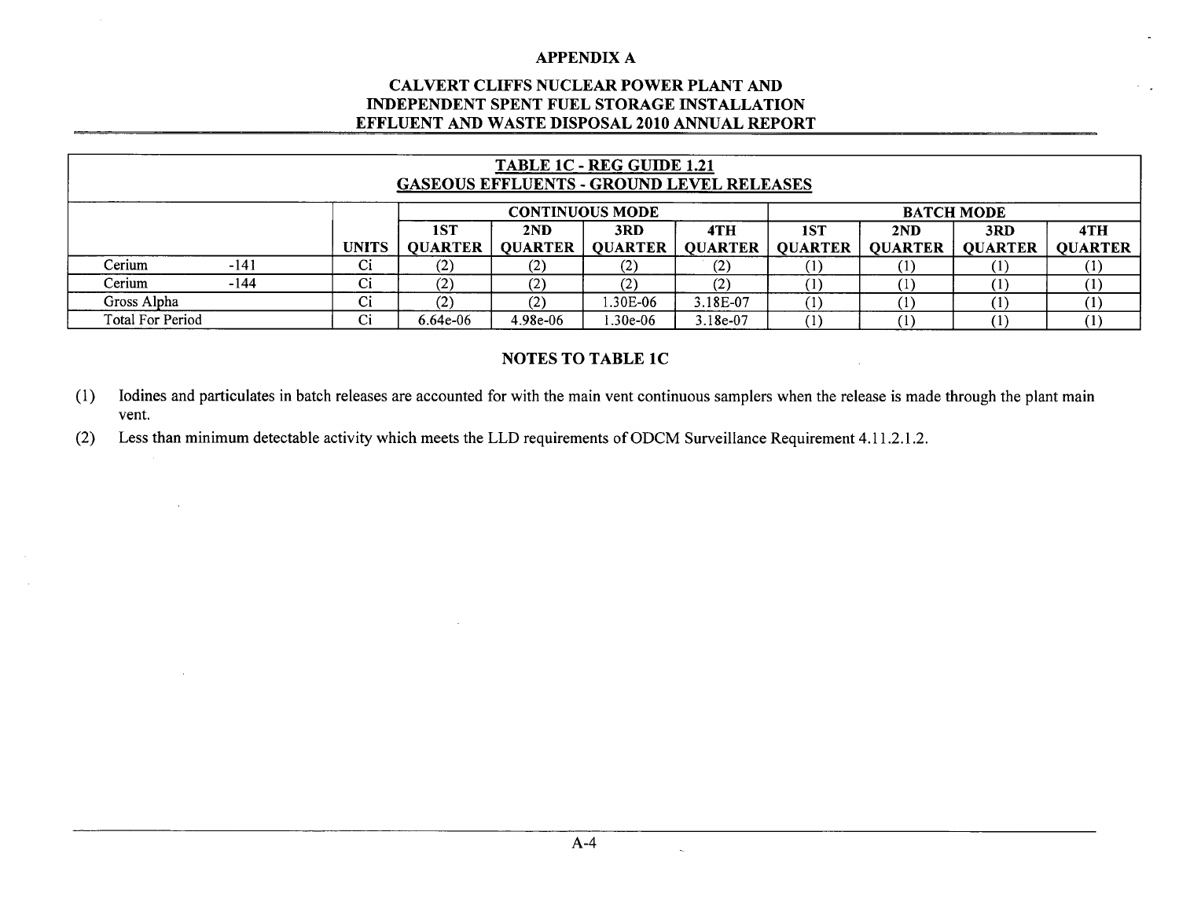# APPENDIX A

## CALVERT CLIFFS NUCLEAR POWER PLANT AND INDEPENDENT SPENT FUEL STORAGE INSTALLATION EFFLUENT AND WASTE DISPOSAL 2010 ANNUAL REPORT

### TABLE 1C - REG GUIDE 1.21
### GASEOUS EFFLUENTS - GROUND LEVEL RELEASES

| | | CONTINUOUS MODE | | | | BATCH MODE | | | |
|---|---|---|---|---|---|---|---|---|---|
| | UNITS | 1ST QUARTER | 2ND QUARTER | 3RD QUARTER | 4TH QUARTER | 1ST QUARTER | 2ND QUARTER | 3RD QUARTER | 4TH QUARTER |
| Cerium -141 | Ci | (2) | (2) | (2) | (2) | (1) | (1) | (1) | (1) |
| Cerium -144 | Ci | (2) | (2) | (2) | (2) | (1) | (1) | (1) | (1) |
| Gross Alpha | Ci | (2) | (2) | 1.30E-06 | 3.18E-07 | (1) | (1) | (1) | (1) |
| Total For Period | Ci | 6.64e-06 | 4.98e-06 | 1.30e-06 | 3.18e-07 | (1) | (1) | (1) | (1) |

### NOTES TO TABLE 1C

(1) Iodines and particulates in batch releases are accounted for with the main vent continuous samplers when the release is made through the plant main vent.

(2) Less than minimum detectable activity which meets the LLD requirements of ODCM Surveillance Requirement 4.11.2.1.2.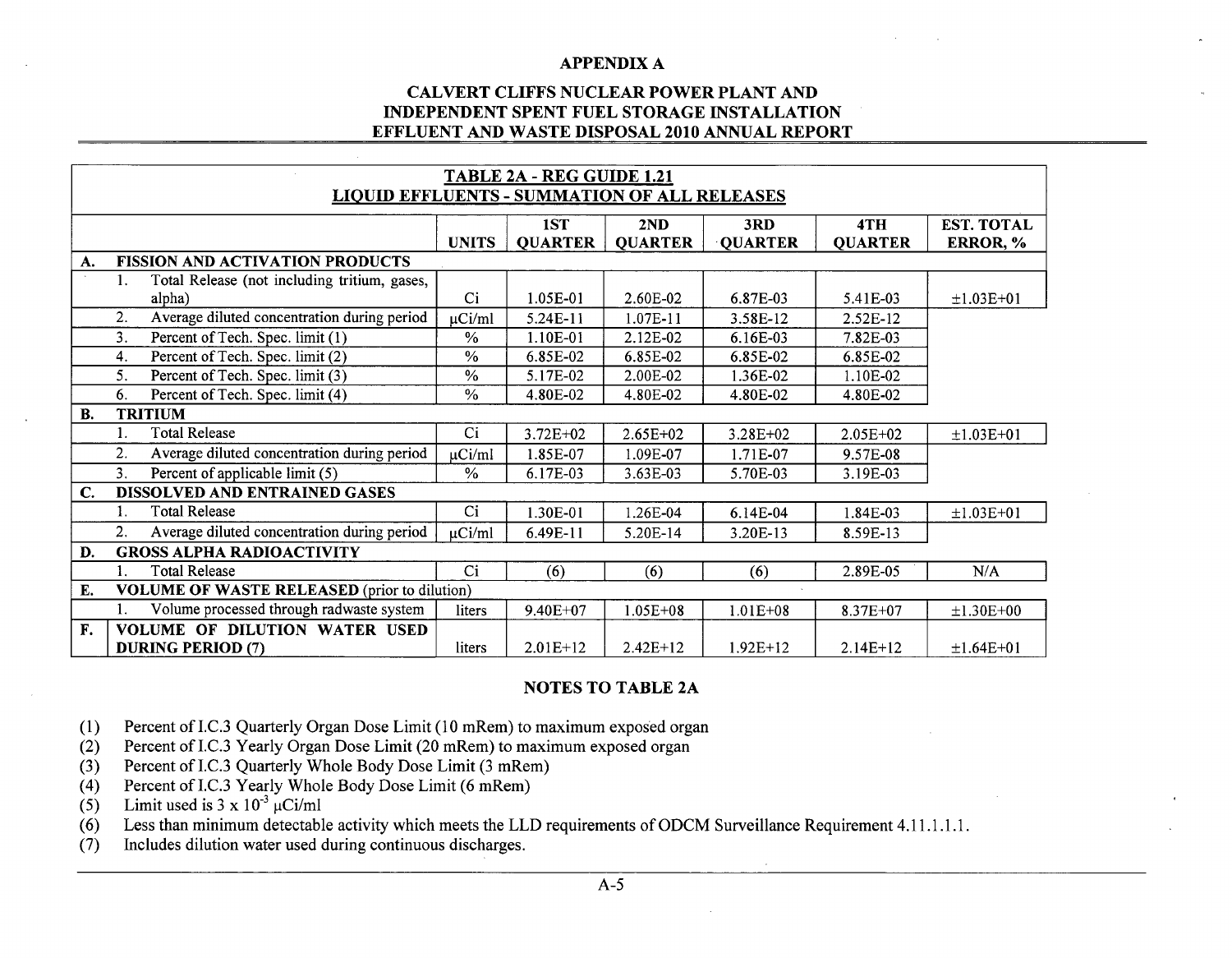# APPENDIX A

## CALVERT CLIFFS NUCLEAR POWER PLANT AND INDEPENDENT SPENT FUEL STORAGE INSTALLATION EFFLUENT AND WASTE DISPOSAL 2010 ANNUAL REPORT

**TABLE 2A - REG GUIDE 1.21**
**LIQUID EFFLUENTS - SUMMATION OF ALL RELEASES**

| | | UNITS | 1ST QUARTER | 2ND QUARTER | 3RD QUARTER | 4TH QUARTER | EST. TOTAL ERROR, % |
|---|---|---|---|---|---|---|---|
| **A.** | **FISSION AND ACTIVATION PRODUCTS** | | | | | | |
| | 1. Total Release (not including tritium, gases, alpha) | Ci | 1.05E-01 | 2.60E-02 | 6.87E-03 | 5.41E-03 | ±1.03E+01 |
| | 2. Average diluted concentration during period | µCi/ml | 5.24E-11 | 1.07E-11 | 3.58E-12 | 2.52E-12 | |
| | 3. Percent of Tech. Spec. limit (1) | % | 1.10E-01 | 2.12E-02 | 6.16E-03 | 7.82E-03 | |
| | 4. Percent of Tech. Spec. limit (2) | % | 6.85E-02 | 6.85E-02 | 6.85E-02 | 6.85E-02 | |
| | 5. Percent of Tech. Spec. limit (3) | % | 5.17E-02 | 2.00E-02 | 1.36E-02 | 1.10E-02 | |
| | 6. Percent of Tech. Spec. limit (4) | % | 4.80E-02 | 4.80E-02 | 4.80E-02 | 4.80E-02 | |
| **B.** | **TRITIUM** | | | | | | |
| | 1. Total Release | Ci | 3.72E+02 | 2.65E+02 | 3.28E+02 | 2.05E+02 | ±1.03E+01 |
| | 2. Average diluted concentration during period | µCi/ml | 1.85E-07 | 1.09E-07 | 1.71E-07 | 9.57E-08 | |
| | 3. Percent of applicable limit (5) | % | 6.17E-03 | 3.63E-03 | 5.70E-03 | 3.19E-03 | |
| **C.** | **DISSOLVED AND ENTRAINED GASES** | | | | | | |
| | 1. Total Release | Ci | 1.30E-01 | 1.26E-04 | 6.14E-04 | 1.84E-03 | ±1.03E+01 |
| | 2. Average diluted concentration during period | µCi/ml | 6.49E-11 | 5.20E-14 | 3.20E-13 | 8.59E-13 | |
| **D.** | **GROSS ALPHA RADIOACTIVITY** | | | | | | |
| | 1. Total Release | Ci | (6) | (6) | (6) | 2.89E-05 | N/A |
| **E.** | **VOLUME OF WASTE RELEASED** (prior to dilution) | | | | | | |
| | 1. Volume processed through radwaste system | liters | 9.40E+07 | 1.05E+08 | 1.01E+08 | 8.37E+07 | ±1.30E+00 |
| **F.** | **VOLUME OF DILUTION WATER USED DURING PERIOD (7)** | liters | 2.01E+12 | 2.42E+12 | 1.92E+12 | 2.14E+12 | ±1.64E+01 |

### NOTES TO TABLE 2A

(1) Percent of I.C.3 Quarterly Organ Dose Limit (10 mRem) to maximum exposed organ
(2) Percent of I.C.3 Yearly Organ Dose Limit (20 mRem) to maximum exposed organ
(3) Percent of I.C.3 Quarterly Whole Body Dose Limit (3 mRem)
(4) Percent of I.C.3 Yearly Whole Body Dose Limit (6 mRem)
(5) Limit used is $3 \times 10^{-3}$ µCi/ml
(6) Less than minimum detectable activity which meets the LLD requirements of ODCM Surveillance Requirement 4.11.1.1.1.
(7) Includes dilution water used during continuous discharges.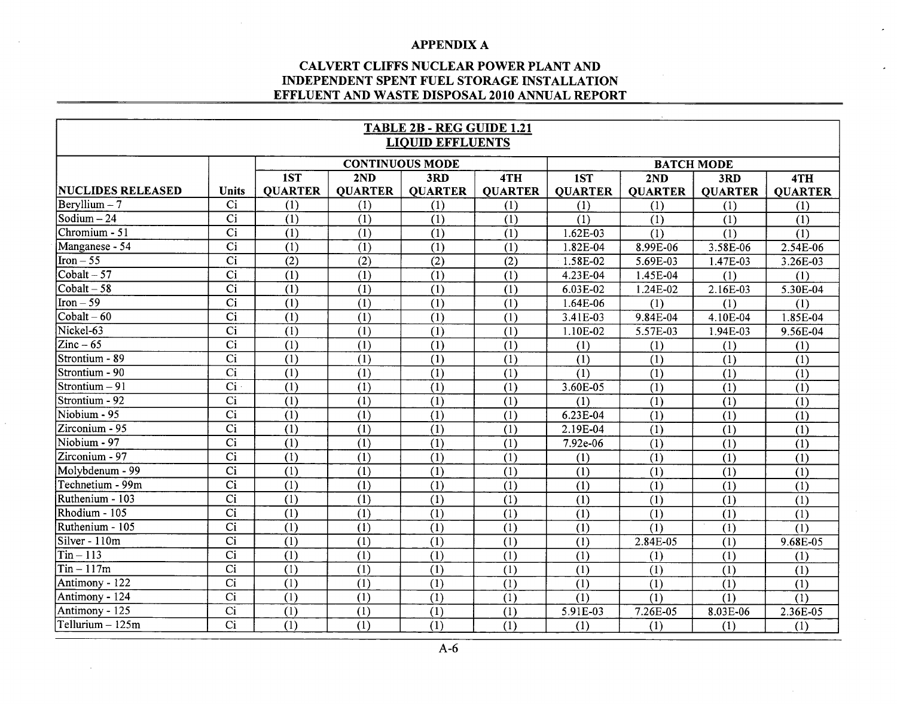## APPENDIX A

## CALVERT CLIFFS NUCLEAR POWER PLANT AND INDEPENDENT SPENT FUEL STORAGE INSTALLATION EFFLUENT AND WASTE DISPOSAL 2010 ANNUAL REPORT

| TABLE 2B - REG GUIDE 1.21 LIQUID EFFLUENTS | | | | | | | | | |
|---|---|---|---|---|---|---|---|---|---|
| | | CONTINUOUS MODE | | | | BATCH MODE | | | |
| NUCLIDES RELEASED | Units | 1ST QUARTER | 2ND QUARTER | 3RD QUARTER | 4TH QUARTER | 1ST QUARTER | 2ND QUARTER | 3RD QUARTER | 4TH QUARTER |
| Beryllium – 7 | Ci | (1) | (1) | (1) | (1) | (1) | (1) | (1) | (1) |
| Sodium – 24 | Ci | (1) | (1) | (1) | (1) | (1) | (1) | (1) | (1) |
| Chromium - 51 | Ci | (1) | (1) | (1) | (1) | 1.62E-03 | (1) | (1) | (1) |
| Manganese - 54 | Ci | (1) | (1) | (1) | (1) | 1.82E-04 | 8.99E-06 | 3.58E-06 | 2.54E-06 |
| Iron – 55 | Ci | (2) | (2) | (2) | (2) | 1.58E-02 | 5.69E-03 | 1.47E-03 | 3.26E-03 |
| Cobalt – 57 | Ci | (1) | (1) | (1) | (1) | 4.23E-04 | 1.45E-04 | (1) | (1) |
| Cobalt – 58 | Ci | (1) | (1) | (1) | (1) | 6.03E-02 | 1.24E-02 | 2.16E-03 | 5.30E-04 |
| Iron – 59 | Ci | (1) | (1) | (1) | (1) | 1.64E-06 | (1) | (1) | (1) |
| Cobalt – 60 | Ci | (1) | (1) | (1) | (1) | 3.41E-03 | 9.84E-04 | 4.10E-04 | 1.85E-04 |
| Nickel-63 | Ci | (1) | (1) | (1) | (1) | 1.10E-02 | 5.57E-03 | 1.94E-03 | 9.56E-04 |
| Zinc – 65 | Ci | (1) | (1) | (1) | (1) | (1) | (1) | (1) | (1) |
| Strontium - 89 | Ci | (1) | (1) | (1) | (1) | (1) | (1) | (1) | (1) |
| Strontium - 90 | Ci | (1) | (1) | (1) | (1) | (1) | (1) | (1) | (1) |
| Strontium – 91 | Ci | (1) | (1) | (1) | (1) | 3.60E-05 | (1) | (1) | (1) |
| Strontium - 92 | Ci | (1) | (1) | (1) | (1) | (1) | (1) | (1) | (1) |
| Niobium - 95 | Ci | (1) | (1) | (1) | (1) | 6.23E-04 | (1) | (1) | (1) |
| Zirconium - 95 | Ci | (1) | (1) | (1) | (1) | 2.19E-04 | (1) | (1) | (1) |
| Niobium - 97 | Ci | (1) | (1) | (1) | (1) | 7.92e-06 | (1) | (1) | (1) |
| Zirconium - 97 | Ci | (1) | (1) | (1) | (1) | (1) | (1) | (1) | (1) |
| Molybdenum - 99 | Ci | (1) | (1) | (1) | (1) | (1) | (1) | (1) | (1) |
| Technetium - 99m | Ci | (1) | (1) | (1) | (1) | (1) | (1) | (1) | (1) |
| Ruthenium - 103 | Ci | (1) | (1) | (1) | (1) | (1) | (1) | (1) | (1) |
| Rhodium - 105 | Ci | (1) | (1) | (1) | (1) | (1) | (1) | (1) | (1) |
| Ruthenium - 105 | Ci | (1) | (1) | (1) | (1) | (1) | (1) | (1) | (1) |
| Silver - 110m | Ci | (1) | (1) | (1) | (1) | (1) | 2.84E-05 | (1) | 9.68E-05 |
| Tin – 113 | Ci | (1) | (1) | (1) | (1) | (1) | (1) | (1) | (1) |
| Tin – 117m | Ci | (1) | (1) | (1) | (1) | (1) | (1) | (1) | (1) |
| Antimony - 122 | Ci | (1) | (1) | (1) | (1) | (1) | (1) | (1) | (1) |
| Antimony - 124 | Ci | (1) | (1) | (1) | (1) | (1) | (1) | (1) | (1) |
| Antimony - 125 | Ci | (1) | (1) | (1) | (1) | 5.91E-03 | 7.26E-05 | 8.03E-06 | 2.36E-05 |
| Tellurium – 125m | Ci | (1) | (1) | (1) | (1) | (1) | (1) | (1) | (1) |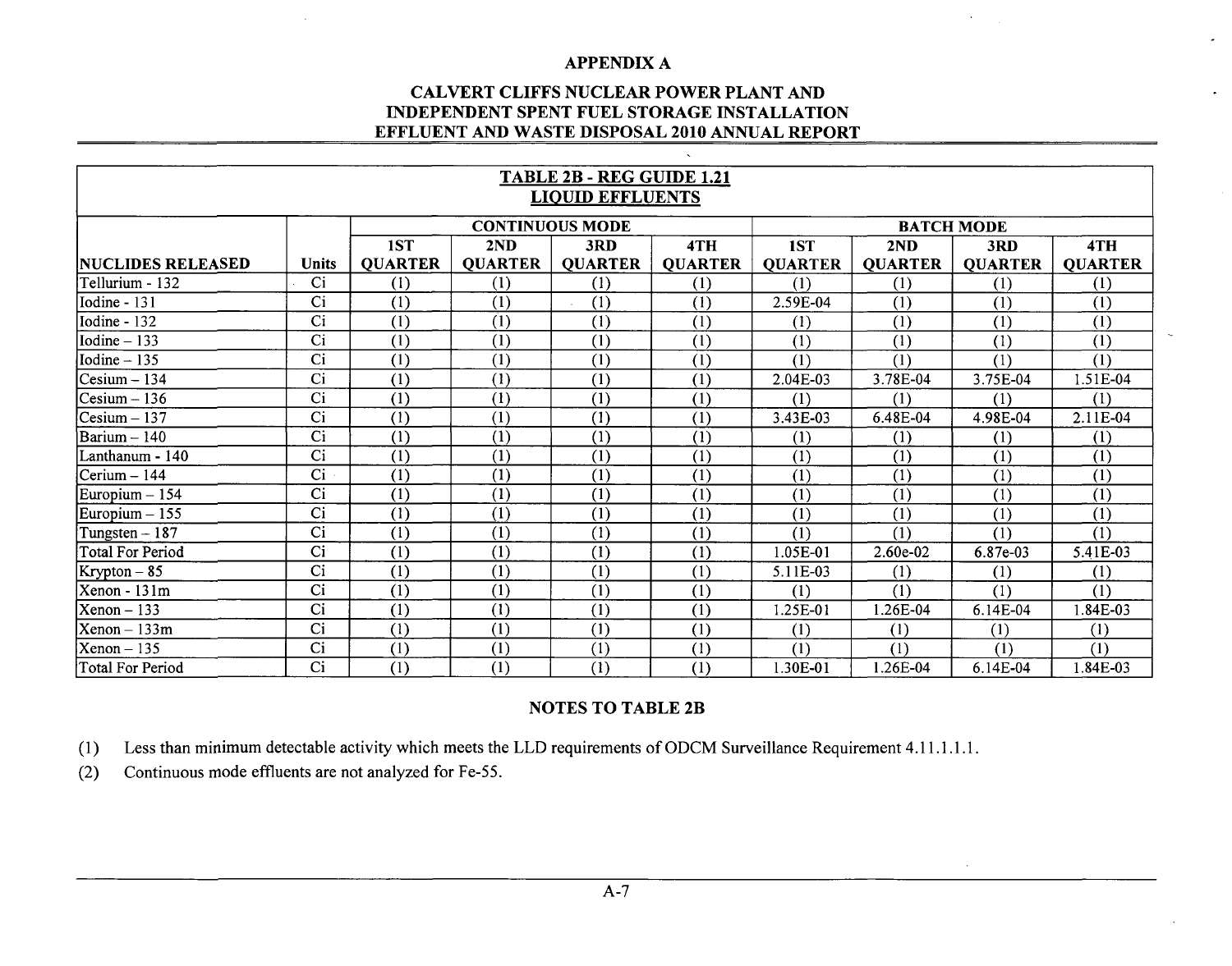# APPENDIX A

## CALVERT CLIFFS NUCLEAR POWER PLANT AND INDEPENDENT SPENT FUEL STORAGE INSTALLATION EFFLUENT AND WASTE DISPOSAL 2010 ANNUAL REPORT

**TABLE 2B - REG GUIDE 1.21**
**LIQUID EFFLUENTS**

| | | CONTINUOUS MODE | | | | BATCH MODE | | | |
|---|---|---|---|---|---|---|---|---|---|
| NUCLIDES RELEASED | Units | 1ST QUARTER | 2ND QUARTER | 3RD QUARTER | 4TH QUARTER | 1ST QUARTER | 2ND QUARTER | 3RD QUARTER | 4TH QUARTER |
| Tellurium - 132 | Ci | (1) | (1) | (1) | (1) | (1) | (1) | (1) | (1) |
| Iodine - 131 | Ci | (1) | (1) | (1) | (1) | 2.59E-04 | (1) | (1) | (1) |
| Iodine - 132 | Ci | (1) | (1) | (1) | (1) | (1) | (1) | (1) | (1) |
| Iodine – 133 | Ci | (1) | (1) | (1) | (1) | (1) | (1) | (1) | (1) |
| Iodine – 135 | Ci | (1) | (1) | (1) | (1) | (1) | (1) | (1) | (1) |
| Cesium – 134 | Ci | (1) | (1) | (1) | (1) | 2.04E-03 | 3.78E-04 | 3.75E-04 | 1.51E-04 |
| Cesium – 136 | Ci | (1) | (1) | (1) | (1) | (1) | (1) | (1) | (1) |
| Cesium – 137 | Ci | (1) | (1) | (1) | (1) | 3.43E-03 | 6.48E-04 | 4.98E-04 | 2.11E-04 |
| Barium – 140 | Ci | (1) | (1) | (1) | (1) | (1) | (1) | (1) | (1) |
| Lanthanum - 140 | Ci | (1) | (1) | (1) | (1) | (1) | (1) | (1) | (1) |
| Cerium – 144 | Ci | (1) | (1) | (1) | (1) | (1) | (1) | (1) | (1) |
| Europium – 154 | Ci | (1) | (1) | (1) | (1) | (1) | (1) | (1) | (1) |
| Europium – 155 | Ci | (1) | (1) | (1) | (1) | (1) | (1) | (1) | (1) |
| Tungsten – 187 | Ci | (1) | (1) | (1) | (1) | (1) | (1) | (1) | (1) |
| Total For Period | Ci | (1) | (1) | (1) | (1) | 1.05E-01 | 2.60e-02 | 6.87e-03 | 5.41E-03 |
| Krypton – 85 | Ci | (1) | (1) | (1) | (1) | 5.11E-03 | (1) | (1) | (1) |
| Xenon - 131m | Ci | (1) | (1) | (1) | (1) | (1) | (1) | (1) | (1) |
| Xenon – 133 | Ci | (1) | (1) | (1) | (1) | 1.25E-01 | 1.26E-04 | 6.14E-04 | 1.84E-03 |
| Xenon – 133m | Ci | (1) | (1) | (1) | (1) | (1) | (1) | (1) | (1) |
| Xenon – 135 | Ci | (1) | (1) | (1) | (1) | (1) | (1) | (1) | (1) |
| Total For Period | Ci | (1) | (1) | (1) | (1) | 1.30E-01 | 1.26E-04 | 6.14E-04 | 1.84E-03 |

### NOTES TO TABLE 2B

(1) Less than minimum detectable activity which meets the LLD requirements of ODCM Surveillance Requirement 4.11.1.1.1.

(2) Continuous mode effluents are not analyzed for Fe-55.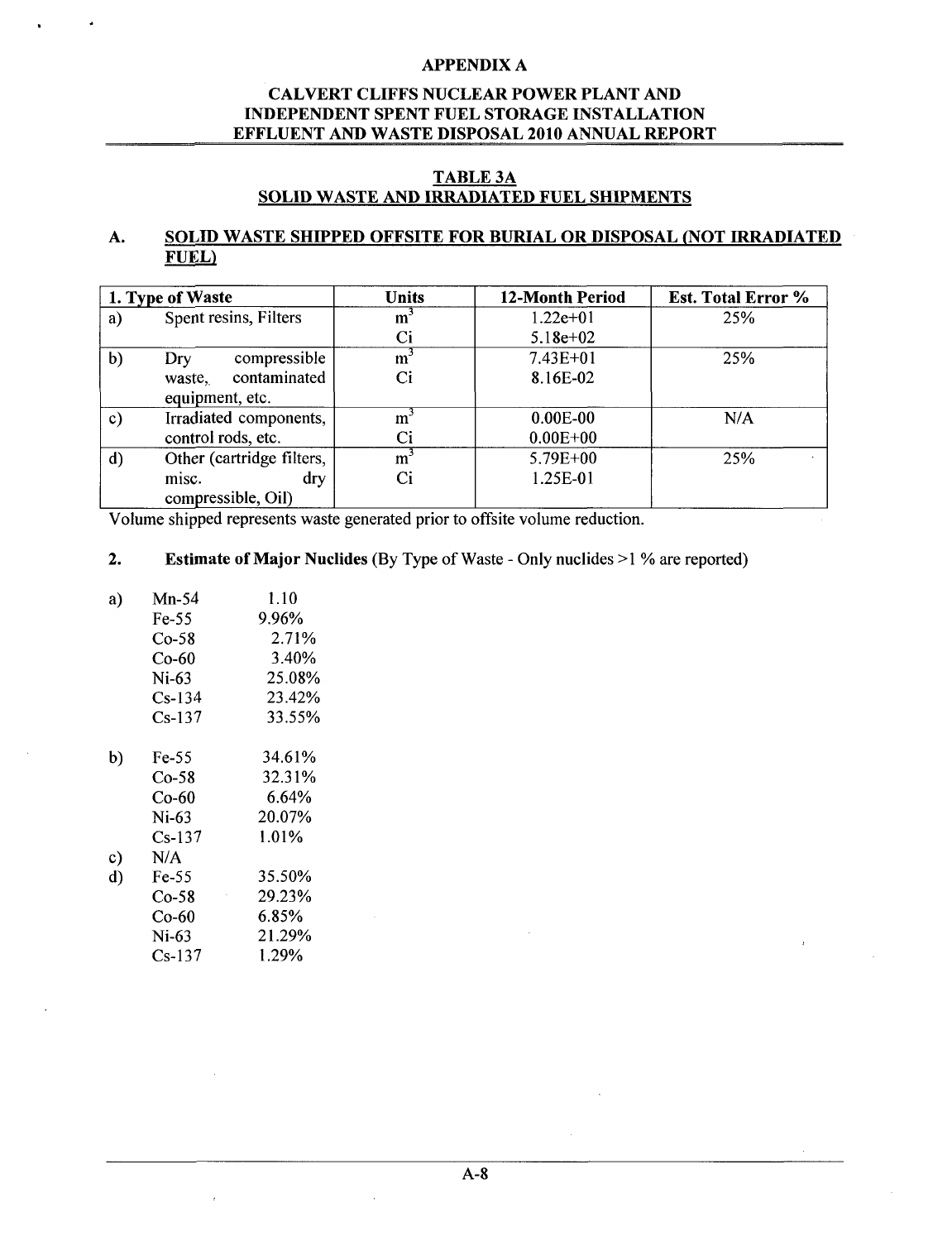## APPENDIX A

### CALVERT CLIFFS NUCLEAR POWER PLANT AND INDEPENDENT SPENT FUEL STORAGE INSTALLATION EFFLUENT AND WASTE DISPOSAL 2010 ANNUAL REPORT

### TABLE 3A
### SOLID WASTE AND IRRADIATED FUEL SHIPMENTS

### A. SOLID WASTE SHIPPED OFFSITE FOR BURIAL OR DISPOSAL (NOT IRRADIATED FUEL)

| 1. Type of Waste | | Units | 12-Month Period | Est. Total Error % |
|---|---|---|---|---|
| a) | Spent resins, Filters | $m^3$<br>Ci | 1.22e+01<br>5.18e+02 | 25% |
| b) | Dry compressible waste, contaminated equipment, etc. | $m^3$<br>Ci | 7.43E+01<br>8.16E-02 | 25% |
| c) | Irradiated components, control rods, etc. | $m^3$<br>Ci | 0.00E-00<br>0.00E+00 | N/A |
| d) | Other (cartridge filters, misc. dry compressible, Oil) | $m^3$<br>Ci | 5.79E+00<br>1.25E-01 | 25% |

Volume shipped represents waste generated prior to offsite volume reduction.

**2. Estimate of Major Nuclides** (By Type of Waste - Only nuclides >1 % are reported)

a)
- Mn-54 1.10
- Fe-55 9.96%
- Co-58 2.71%
- Co-60 3.40%
- Ni-63 25.08%
- Cs-134 23.42%
- Cs-137 33.55%

b)
- Fe-55 34.61%
- Co-58 32.31%
- Co-60 6.64%
- Ni-63 20.07%
- Cs-137 1.01%

c) N/A

d)
- Fe-55 35.50%
- Co-58 29.23%
- Co-60 6.85%
- Ni-63 21.29%
- Cs-137 1.29%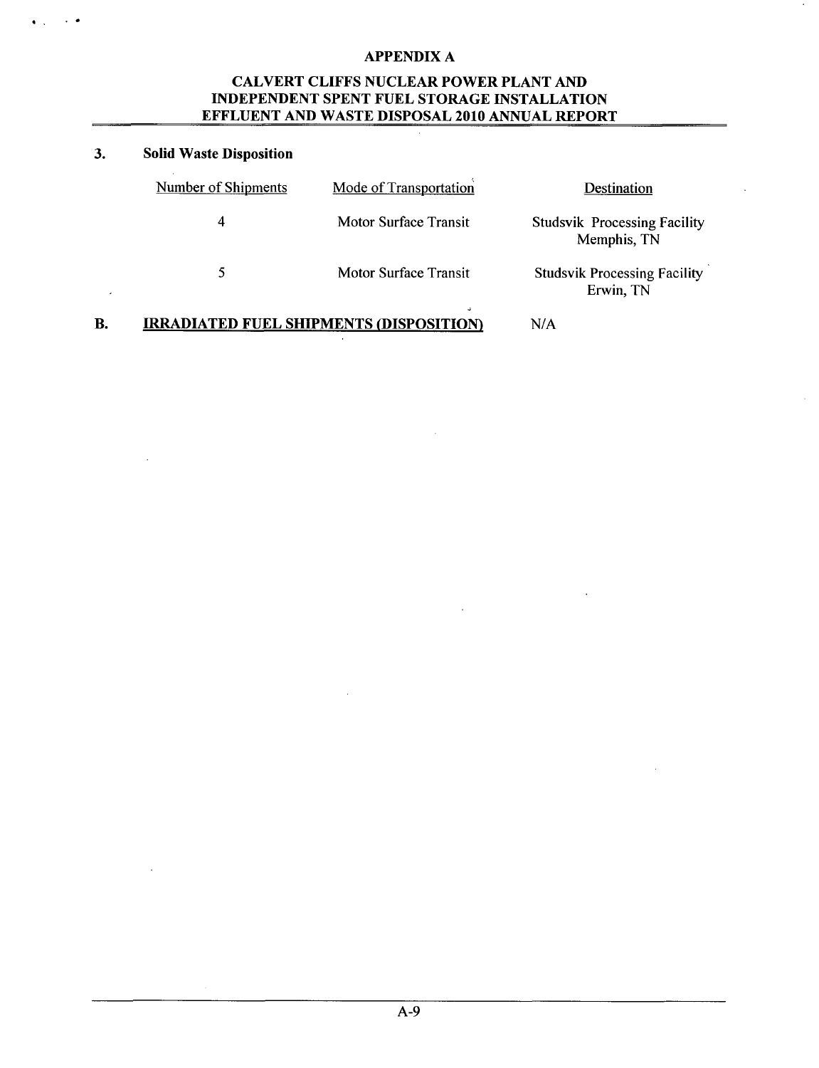**APPENDIX A**

**CALVERT CLIFFS NUCLEAR POWER PLANT AND INDEPENDENT SPENT FUEL STORAGE INSTALLATION EFFLUENT AND WASTE DISPOSAL 2010 ANNUAL REPORT**

### 3. Solid Waste Disposition

| Number of Shipments | Mode of Transportation | Destination |
|---|---|---|
| 4 | Motor Surface Transit | Studsvik Processing Facility Memphis, TN |
| 5 | Motor Surface Transit | Studsvik Processing Facility Erwin, TN |

## B. IRRADIATED FUEL SHIPMENTS (DISPOSITION) N/A